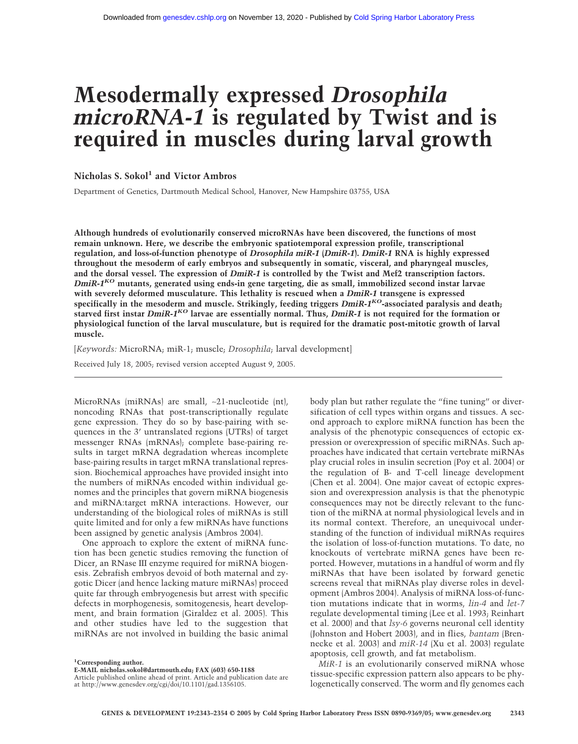# Mesodermally expressed *Drosophila microRNA-1* is regulated by Twist and is required in muscles during larval growth

**Nicholas S. Sokol[1] and Victor Ambros**

Department of Genetics, Dartmouth Medical School, Hanover, New Hampshire 03755, USA

**Although hundreds of evolutionarily conserved microRNAs have been discovered, the functions of most remain unknown. Here, we describe the embryonic spatiotemporal expression profile, transcriptional regulation, and loss-of-function phenotype of *Drosophila miR-1* (*DmiR-1*). *DmiR-1* RNA is highly expressed throughout the mesoderm of early embryos and subsequently in somatic, visceral, and pharyngeal muscles, and the dorsal vessel. The expression of *DmiR-1* is controlled by the Twist and Mef2 transcription factors. *DmiR-1*$^{KO}$ mutants, generated using ends-in gene targeting, die as small, immobilized second instar larvae with severely deformed musculature. This lethality is rescued when a *DmiR-1* transgene is expressed specifically in the mesoderm and muscle. Strikingly, feeding triggers *DmiR-1*$^{KO}$-associated paralysis and death; starved first instar *DmiR-1*$^{KO}$ larvae are essentially normal. Thus, *DmiR-1* is not required for the formation or physiological function of the larval musculature, but is required for the dramatic post-mitotic growth of larval muscle.**

[*Keywords:* MicroRNA; miR-1; muscle; *Drosophila*; larval development]

Received July 18, 2005; revised version accepted August 9, 2005.

---

MicroRNAs (miRNAs) are small, ~21-nucleotide (nt), noncoding RNAs that post-transcriptionally regulate gene expression. They do so by base-pairing with sequences in the 3′ untranslated regions (UTRs) of target messenger RNAs (mRNAs); complete base-pairing results in target mRNA degradation whereas incomplete base-pairing results in target mRNA translational repression. Biochemical approaches have provided insight into the numbers of miRNAs encoded within individual genomes and the principles that govern miRNA biogenesis and miRNA:target mRNA interactions. However, our understanding of the biological roles of miRNAs is still quite limited and for only a few miRNAs have functions been assigned by genetic analysis (Ambros 2004).

One approach to explore the extent of miRNA function has been genetic studies removing the function of Dicer, an RNase III enzyme required for miRNA biogenesis. Zebrafish embryos devoid of both maternal and zygotic Dicer (and hence lacking mature miRNAs) proceed quite far through embryogenesis but arrest with specific defects in morphogenesis, somitogenesis, heart development, and brain formation (Giraldez et al. 2005). This and other studies have led to the suggestion that miRNAs are not involved in building the basic animal body plan but rather regulate the "fine tuning" or diversification of cell types within organs and tissues. A second approach to explore miRNA function has been the analysis of the phenotypic consequences of ectopic expression or overexpression of specific miRNAs. Such approaches have indicated that certain vertebrate miRNAs play crucial roles in insulin secretion (Poy et al. 2004) or the regulation of B- and T-cell lineage development (Chen et al. 2004). One major caveat of ectopic expression and overexpression analysis is that the phenotypic consequences may not be directly relevant to the function of the miRNA at normal physiological levels and in its normal context. Therefore, an unequivocal understanding of the function of individual miRNAs requires the isolation of loss-of-function mutations. To date, no knockouts of vertebrate miRNA genes have been reported. However, mutations in a handful of worm and fly miRNAs that have been isolated by forward genetic screens reveal that miRNAs play diverse roles in development (Ambros 2004). Analysis of miRNA loss-of-function mutations indicate that in worms, *lin-4* and *let-7* regulate developmental timing (Lee et al. 1993; Reinhart et al. 2000) and that *lsy-6* governs neuronal cell identity (Johnston and Hobert 2003), and in flies, *bantam* (Brennecke et al. 2003) and *miR-14* (Xu et al. 2003) regulate apoptosis, cell growth, and fat metabolism.

*MiR-1* is an evolutionarily conserved miRNA whose tissue-specific expression pattern also appears to be phylogenetically conserved. The worm and fly genomes each

[1]Corresponding author.
**E-MAIL nicholas.sokol@dartmouth.edu; FAX (603) 650-1188**
Article published online ahead of print. Article and publication date are at http://www.genesdev.org/cgi/doi/10.1101/gad.1356105.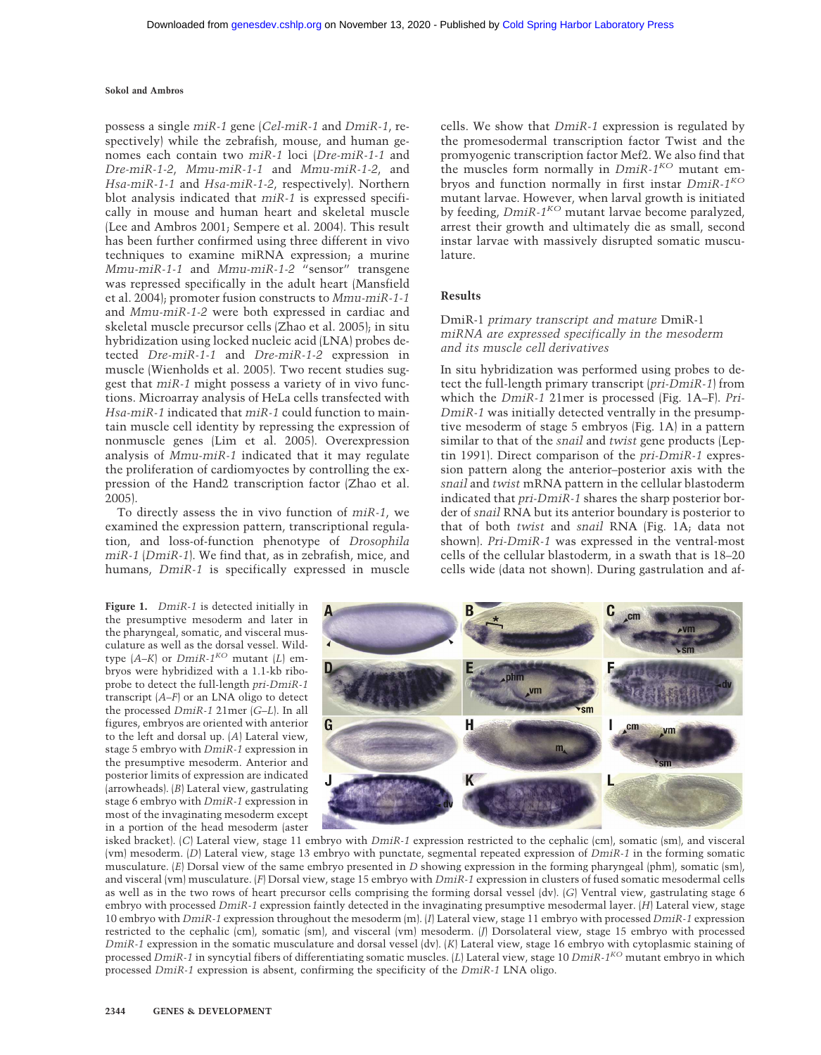possess a single *miR-1* gene (*Cel-miR-1* and *DmiR-1*, respectively) while the zebrafish, mouse, and human genomes each contain two *miR-1* loci (*Dre-miR-1-1* and *Dre-miR-1-2*, *Mmu-miR-1-1* and *Mmu-miR-1-2*, and *Hsa-miR-1-1* and *Hsa-miR-1-2*, respectively). Northern blot analysis indicated that *miR-1* is expressed specifically in mouse and human heart and skeletal muscle (Lee and Ambros 2001; Sempere et al. 2004). This result has been further confirmed using three different in vivo techniques to examine miRNA expression; a murine *Mmu-miR-1-1* and *Mmu-miR-1-2* "sensor" transgene was repressed specifically in the adult heart (Mansfield et al. 2004); promoter fusion constructs to *Mmu-miR-1-1* and *Mmu-miR-1-2* were both expressed in cardiac and skeletal muscle precursor cells (Zhao et al. 2005); in situ hybridization using locked nucleic acid (LNA) probes detected *Dre-miR-1-1* and *Dre-miR-1-2* expression in muscle (Wienholds et al. 2005). Two recent studies suggest that *miR-1* might possess a variety of in vivo functions. Microarray analysis of HeLa cells transfected with *Hsa-miR-1* indicated that *miR-1* could function to maintain muscle cell identity by repressing the expression of nonmuscle genes (Lim et al. 2005). Overexpression analysis of *Mmu-miR-1* indicated that it may regulate the proliferation of cardiomyocytes by controlling the expression of the Hand2 transcription factor (Zhao et al. 2005).

To directly assess the in vivo function of *miR-1*, we examined the expression pattern, transcriptional regulation, and loss-of-function phenotype of *Drosophila miR-1* (*DmiR-1*). We find that, as in zebrafish, mice, and humans, *DmiR-1* is specifically expressed in muscle cells. We show that *DmiR-1* expression is regulated by the promesodermal transcription factor Twist and the promyogenic transcription factor Mef2. We also find that the muscles form normally in *DmiR-1*$^{KO}$ mutant embryos and function normally in first instar *DmiR-1*$^{KO}$ mutant larvae. However, when larval growth is initiated by feeding, *DmiR-1*$^{KO}$ mutant larvae become paralyzed, arrest their growth and ultimately die as small, second instar larvae with massively disrupted somatic musculature.

## Results

### DmiR-1 *primary transcript and mature* DmiR-1 *miRNA are expressed specifically in the mesoderm and its muscle cell derivatives*

In situ hybridization was performed using probes to detect the full-length primary transcript (*pri-DmiR-1*) from which the *DmiR-1* 21mer is processed (Fig. 1A–F). *Pri-DmiR-1* was initially detected ventrally in the presumptive mesoderm of stage 5 embryos (Fig. 1A) in a pattern similar to that of the *snail* and *twist* gene products (Leptin 1991). Direct comparison of the *pri-DmiR-1* expression pattern along the anterior–posterior axis with the *snail* and *twist* mRNA pattern in the cellular blastoderm indicated that *pri-DmiR-1* shares the sharp posterior border of *snail* RNA but its anterior boundary is posterior to that of both *twist* and *snail* RNA (Fig. 1A; data not shown). *Pri-DmiR-1* was expressed in the ventral-most cells of the cellular blastoderm, in a swath that is 18–20 cells wide (data not shown). During gastrulation and af-

**Figure 1.** *DmiR-1* is detected initially in the presumptive mesoderm and later in the pharyngeal, somatic, and visceral musculature as well as the dorsal vessel. Wild-type (*A*–*K*) or *DmiR-1*$^{KO}$ mutant (*L*) embryos were hybridized with a 1.1-kb riboprobe to detect the full-length *pri-DmiR-1* transcript (*A*–*F*) or an LNA oligo to detect the processed *DmiR-1* 21mer (*G*–*L*). In all figures, embryos are oriented with anterior to the left and dorsal up. (*A*) Lateral view, stage 5 embryo with *DmiR-1* expression in the presumptive mesoderm. Anterior and posterior limits of expression are indicated (arrowheads). (*B*) Lateral view, gastrulating stage 6 embryo with *DmiR-1* expression in most of the invaginating mesoderm except in a portion of the head mesoderm (asterisked bracket). (*C*) Lateral view, stage 11 embryo with *DmiR-1* expression restricted to the cephalic (cm), somatic (sm), and visceral (vm) mesoderm. (*D*) Lateral view, stage 13 embryo with punctate, segmental repeated expression of *DmiR-1* in the forming somatic musculature. (*E*) Dorsal view of the same embryo presented in *D* showing expression in the forming pharyngeal (phm), somatic (sm), and visceral (vm) musculature. (*F*) Dorsal view, stage 15 embryo with *DmiR-1* expression in clusters of fused somatic mesodermal cells as well as in the two rows of heart precursor cells comprising the forming dorsal vessel (dv). (*G*) Ventral view, gastrulating stage 6 embryo with processed *DmiR-1* expression faintly detected in the invaginating presumptive mesodermal layer. (*H*) Lateral view, stage 10 embryo with *DmiR-1* expression throughout the mesoderm (m). (*I*) Lateral view, stage 11 embryo with processed *DmiR-1* expression restricted to the cephalic (cm), somatic (sm), and visceral (vm) mesoderm. (*J*) Dorsolateral view, stage 15 embryo with processed *DmiR-1* expression in the somatic musculature and dorsal vessel (dv). (*K*) Lateral view, stage 16 embryo with cytoplasmic staining of processed *DmiR-1* in syncytial fibers of differentiating somatic muscles. (*L*) Lateral view, stage 10 *DmiR-1*$^{KO}$ mutant embryo in which processed *DmiR-1* expression is absent, confirming the specificity of the *DmiR-1* LNA oligo.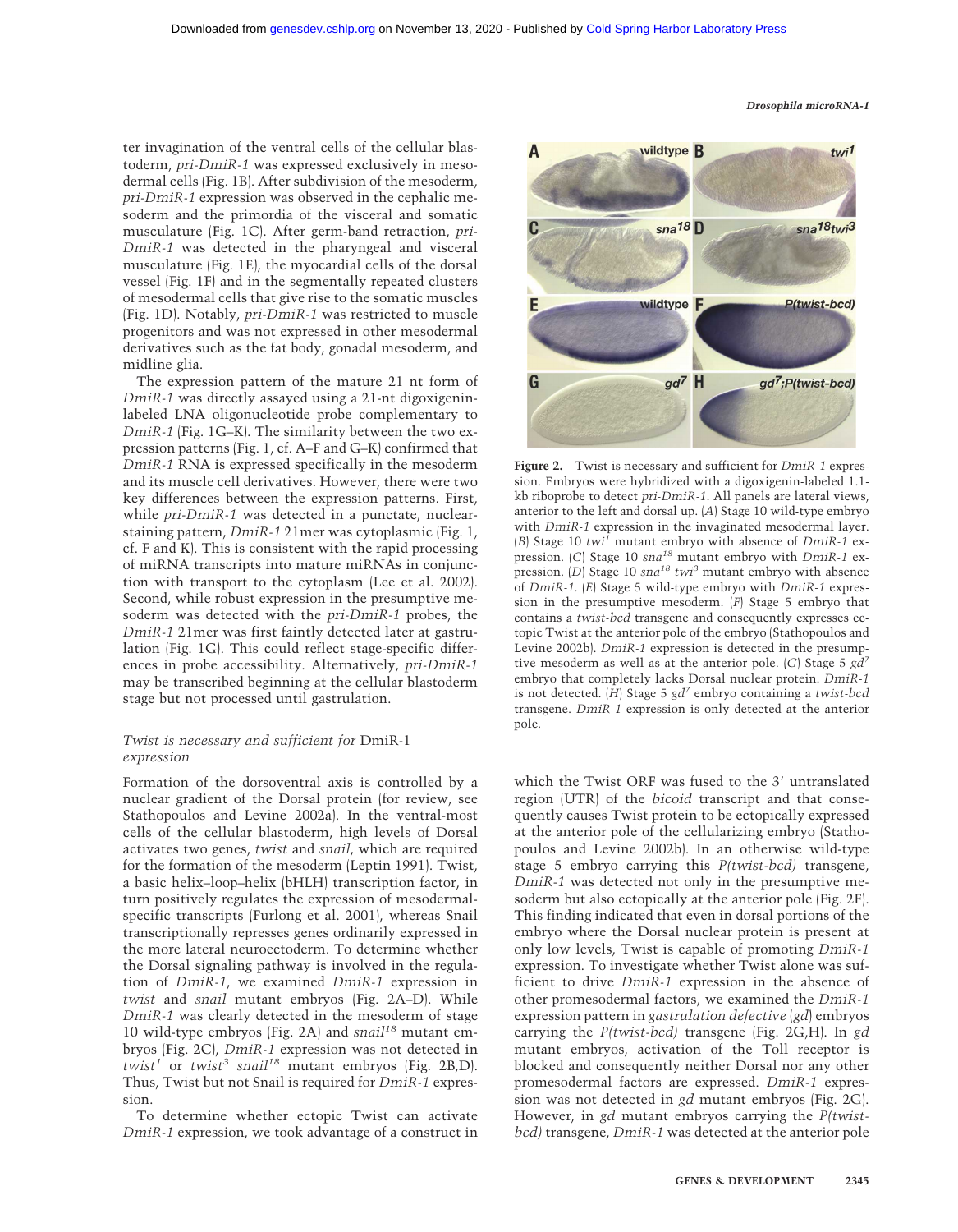ter invagination of the ventral cells of the cellular blastoderm, *pri-DmiR-1* was expressed exclusively in mesodermal cells (Fig. 1B). After subdivision of the mesoderm, *pri-DmiR-1* expression was observed in the cephalic mesoderm and the primordia of the visceral and somatic musculature (Fig. 1C). After germ-band retraction, *pri-DmiR-1* was detected in the pharyngeal and visceral musculature (Fig. 1E), the myocardial cells of the dorsal vessel (Fig. 1F) and in the segmentally repeated clusters of mesodermal cells that give rise to the somatic muscles (Fig. 1D). Notably, *pri-DmiR-1* was restricted to muscle progenitors and was not expressed in other mesodermal derivatives such as the fat body, gonadal mesoderm, and midline glia.

The expression pattern of the mature 21 nt form of *DmiR-1* was directly assayed using a 21-nt digoxigenin-labeled LNA oligonucleotide probe complementary to *DmiR-1* (Fig. 1G–K). The similarity between the two expression patterns (Fig. 1, cf. A–F and G–K) confirmed that *DmiR-1* RNA is expressed specifically in the mesoderm and its muscle cell derivatives. However, there were two key differences between the expression patterns. First, while *pri-DmiR-1* was detected in a punctate, nuclear-staining pattern, *DmiR-1* 21mer was cytoplasmic (Fig. 1, cf. F and K). This is consistent with the rapid processing of miRNA transcripts into mature miRNAs in conjunction with transport to the cytoplasm (Lee et al. 2002). Second, while robust expression in the presumptive mesoderm was detected with the *pri-DmiR-1* probes, the *DmiR-1* 21mer was first faintly detected later at gastrulation (Fig. 1G). This could reflect stage-specific differences in probe accessibility. Alternatively, *pri-DmiR-1* may be transcribed beginning at the cellular blastoderm stage but not processed until gastrulation.

### *Twist is necessary and sufficient for* DmiR-1 *expression*

Formation of the dorsoventral axis is controlled by a nuclear gradient of the Dorsal protein (for review, see Stathopoulos and Levine 2002a). In the ventral-most cells of the cellular blastoderm, high levels of Dorsal activates two genes, *twist* and *snail*, which are required for the formation of the mesoderm (Leptin 1991). Twist, a basic helix–loop–helix (bHLH) transcription factor, in turn positively regulates the expression of mesodermal-specific transcripts (Furlong et al. 2001), whereas Snail transcriptionally represses genes ordinarily expressed in the more lateral neuroectoderm. To determine whether the Dorsal signaling pathway is involved in the regulation of *DmiR-1*, we examined *DmiR-1* expression in *twist* and *snail* mutant embryos (Fig. 2A–D). While *DmiR-1* was clearly detected in the mesoderm of stage 10 wild-type embryos (Fig. 2A) and *snail*$^{18}$ mutant embryos (Fig. 2C), *DmiR-1* expression was not detected in *twist*$^{1}$ or *twist*$^{3}$ *snail*$^{18}$ mutant embryos (Fig. 2B,D). Thus, Twist but not Snail is required for *DmiR-1* expression.

To determine whether ectopic Twist can activate *DmiR-1* expression, we took advantage of a construct in which the Twist ORF was fused to the 3′ untranslated region (UTR) of the *bicoid* transcript and that consequently causes Twist protein to be ectopically expressed at the anterior pole of the cellularizing embryo (Stathopoulos and Levine 2002b). In an otherwise wild-type stage 5 embryo carrying this *P(twist-bcd)* transgene, *DmiR-1* was detected not only in the presumptive mesoderm but also ectopically at the anterior pole (Fig. 2F). This finding indicated that even in dorsal portions of the embryo where the Dorsal nuclear protein is present at only low levels, Twist is capable of promoting *DmiR-1* expression. To investigate whether Twist alone was sufficient to drive *DmiR-1* expression in the absence of other promesodermal factors, we examined the *DmiR-1* expression pattern in *gastrulation defective* (*gd*) embryos carrying the *P(twist-bcd)* transgene (Fig. 2G,H). In *gd* mutant embryos, activation of the Toll receptor is blocked and consequently neither Dorsal nor any other promesodermal factors are expressed. *DmiR-1* expression was not detected in *gd* mutant embryos (Fig. 2G). However, in *gd* mutant embryos carrying the *P(twist-bcd)* transgene, *DmiR-1* was detected at the anterior pole

**Figure 2.** Twist is necessary and sufficient for *DmiR-1* expression. Embryos were hybridized with a digoxigenin-labeled 1.1-kb riboprobe to detect *pri-DmiR-1*. All panels are lateral views, anterior to the left and dorsal up. (*A*) Stage 10 wild-type embryo with *DmiR-1* expression in the invaginated mesodermal layer. (*B*) Stage 10 *twi*$^{1}$ mutant embryo with absence of *DmiR-1* expression. (*C*) Stage 10 *sna*$^{18}$ mutant embryo with *DmiR-1* expression. (*D*) Stage 10 *sna*$^{18}$ *twi*$^{3}$ mutant embryo with absence of *DmiR-1*. (*E*) Stage 5 wild-type embryo with *DmiR-1* expression in the presumptive mesoderm. (*F*) Stage 5 embryo that contains a *twist-bcd* transgene and consequently expresses ectopic Twist at the anterior pole of the embryo (Stathopoulos and Levine 2002b). *DmiR-1* expression is detected in the presumptive mesoderm as well as at the anterior pole. (*G*) Stage 5 *gd*$^{7}$ embryo that completely lacks Dorsal nuclear protein. *DmiR-1* is not detected. (*H*) Stage 5 *gd*$^{7}$ embryo containing a *twist-bcd* transgene. *DmiR-1* expression is only detected at the anterior pole.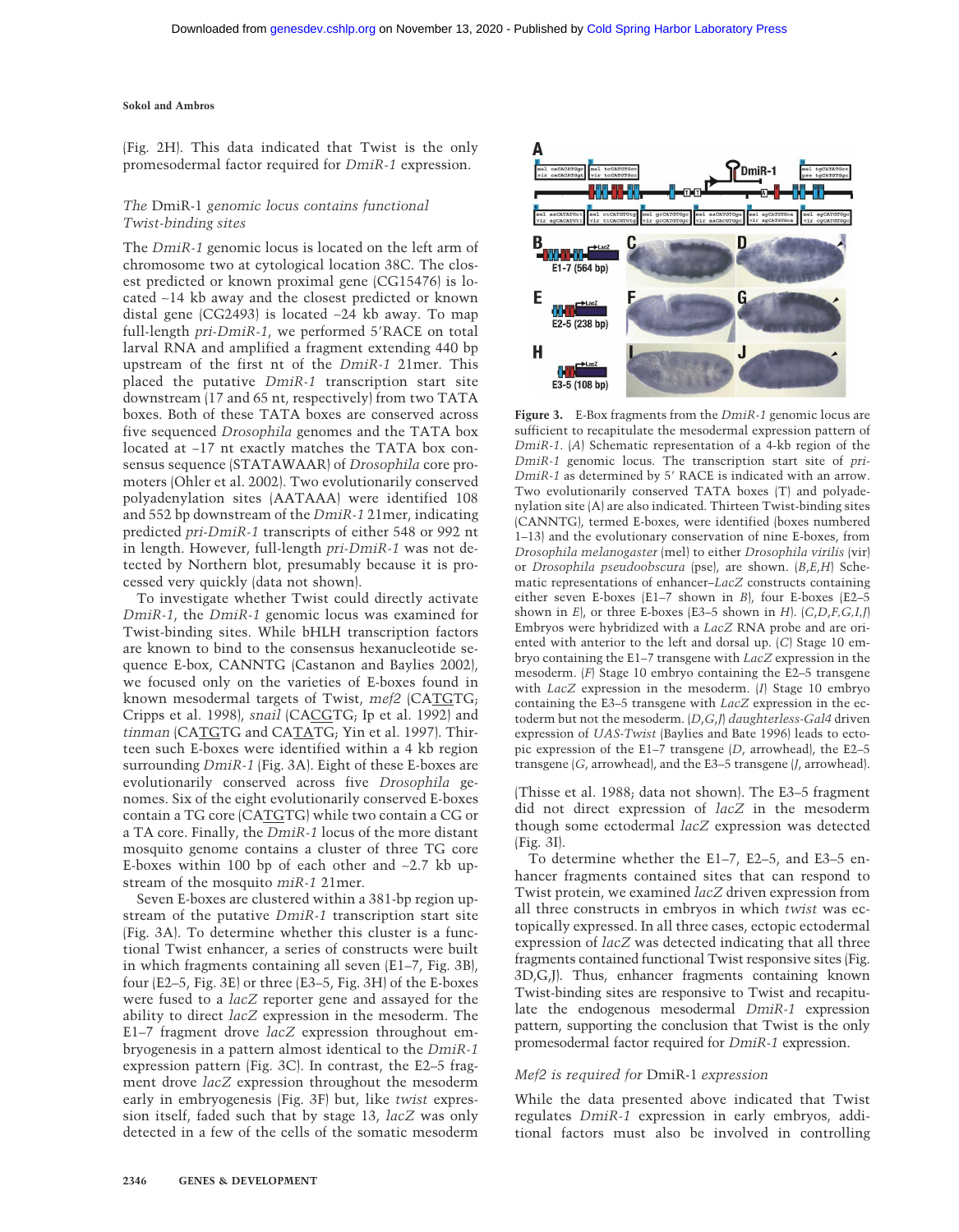(Fig. 2H). This data indicated that Twist is the only promesodermal factor required for *DmiR-1* expression.

### *The* DmiR-1 *genomic locus contains functional Twist-binding sites*

The *DmiR-1* genomic locus is located on the left arm of chromosome two at cytological location 38C. The closest predicted or known proximal gene (CG15476) is located ~14 kb away and the closest predicted or known distal gene (CG2493) is located ~24 kb away. To map full-length *pri-DmiR-1*, we performed 5′RACE on total larval RNA and amplified a fragment extending 440 bp upstream of the first nt of the *DmiR-1* 21mer. This placed the putative *DmiR-1* transcription start site downstream (17 and 65 nt, respectively) from two TATA boxes. Both of these TATA boxes are conserved across five sequenced *Drosophila* genomes and the TATA box located at −17 nt exactly matches the TATA box consensus sequence (STATAWAAR) of *Drosophila* core promoters (Ohler et al. 2002). Two evolutionarily conserved polyadenylation sites (AATAAA) were identified 108 and 552 bp downstream of the *DmiR-1* 21mer, indicating predicted *pri-DmiR-1* transcripts of either 548 or 992 nt in length. However, full-length *pri-DmiR-1* was not detected by Northern blot, presumably because it is processed very quickly (data not shown).

To investigate whether Twist could directly activate *DmiR-1*, the *DmiR-1* genomic locus was examined for Twist-binding sites. While bHLH transcription factors are known to bind to the consensus hexanucleotide sequence E-box, CANNTG (Castanon and Baylies 2002), we focused only on the varieties of E-boxes found in known mesodermal targets of Twist, *mef2* (CA<u>TG</u>TG; Cripps et al. 1998), *snail* (CA<u>CG</u>TG; Ip et al. 1992) and *tinman* (CA<u>TG</u>TG and CA<u>TA</u>TG; Yin et al. 1997). Thirteen such E-boxes were identified within a 4 kb region surrounding *DmiR-1* (Fig. 3A). Eight of these E-boxes are evolutionarily conserved across five *Drosophila* genomes. Six of the eight evolutionarily conserved E-boxes contain a TG core (CA<u>TG</u>TG) while two contain a CG or a TA core. Finally, the *DmiR-1* locus of the more distant mosquito genome contains a cluster of three TG core E-boxes within 100 bp of each other and ~2.7 kb upstream of the mosquito *miR-1* 21mer.

Seven E-boxes are clustered within a 381-bp region upstream of the putative *DmiR-1* transcription start site (Fig. 3A). To determine whether this cluster is a functional Twist enhancer, a series of constructs were built in which fragments containing all seven (E1–7, Fig. 3B), four (E2–5, Fig. 3E) or three (E3–5, Fig. 3H) of the E-boxes were fused to a *lacZ* reporter gene and assayed for the ability to direct *lacZ* expression in the mesoderm. The E1–7 fragment drove *lacZ* expression throughout embryogenesis in a pattern almost identical to the *DmiR-1* expression pattern (Fig. 3C). In contrast, the E2–5 fragment drove *lacZ* expression throughout the mesoderm early in embryogenesis (Fig. 3F) but, like *twist* expression itself, faded such that by stage 13, *lacZ* was only detected in a few of the cells of the somatic mesoderm (Thisse et al. 1988; data not shown). The E3–5 fragment did not direct expression of *lacZ* in the mesoderm though some ectodermal *lacZ* expression was detected (Fig. 3I).

To determine whether the E1–7, E2–5, and E3–5 enhancer fragments contained sites that can respond to Twist protein, we examined *lacZ* driven expression from all three constructs in embryos in which *twist* was ectopically expressed. In all three cases, ectopic ectodermal expression of *lacZ* was detected indicating that all three fragments contained functional Twist responsive sites (Fig. 3D,G,J). Thus, enhancer fragments containing known Twist-binding sites are responsive to Twist and recapitulate the endogenous mesodermal *DmiR-1* expression pattern, supporting the conclusion that Twist is the only promesodermal factor required for *DmiR-1* expression.

**Figure 3.** E-Box fragments from the *DmiR-1* genomic locus are sufficient to recapitulate the mesodermal expression pattern of *DmiR-1*. (*A*) Schematic representation of a 4-kb region of the *DmiR-1* genomic locus. The transcription start site of *pri-DmiR-1* as determined by 5′ RACE is indicated with an arrow. Two evolutionarily conserved TATA boxes (T) and polyadenylation site (A) are also indicated. Thirteen Twist-binding sites (CANNTG), termed E-boxes, were identified (boxes numbered 1–13) and the evolutionary conservation of nine E-boxes, from *Drosophila melanogaster* (mel) to either *Drosophila virilis* (vir) or *Drosophila pseudoobscura* (pse), are shown. (*B*,*E*,*H*) Schematic representations of enhancer–*LacZ* constructs containing either seven E-boxes (E1–7 shown in *B*), four E-boxes (E2–5 shown in *E*), or three E-boxes (E3–5 shown in *H*). (*C*,*D*,*F*,*G*,*I*,*J*) Embryos were hybridized with a *LacZ* RNA probe and are oriented with anterior to the left and dorsal up. (*C*) Stage 10 embryo containing the E1–7 transgene with *LacZ* expression in the mesoderm. (*F*) Stage 10 embryo containing the E2–5 transgene with *LacZ* expression in the mesoderm. (*I*) Stage 10 embryo containing the E3–5 transgene with *LacZ* expression in the ectoderm but not the mesoderm. (*D*,*G*,*J*) *daughterless-Gal4* driven expression of *UAS-Twist* (Baylies and Bate 1996) leads to ectopic expression of the E1–7 transgene (*D*, arrowhead), the E2–5 transgene (*G*, arrowhead), and the E3–5 transgene (*J*, arrowhead).

### *Mef2 is required for* DmiR-1 *expression*

While the data presented above indicated that Twist regulates *DmiR-1* expression in early embryos, additional factors must also be involved in controlling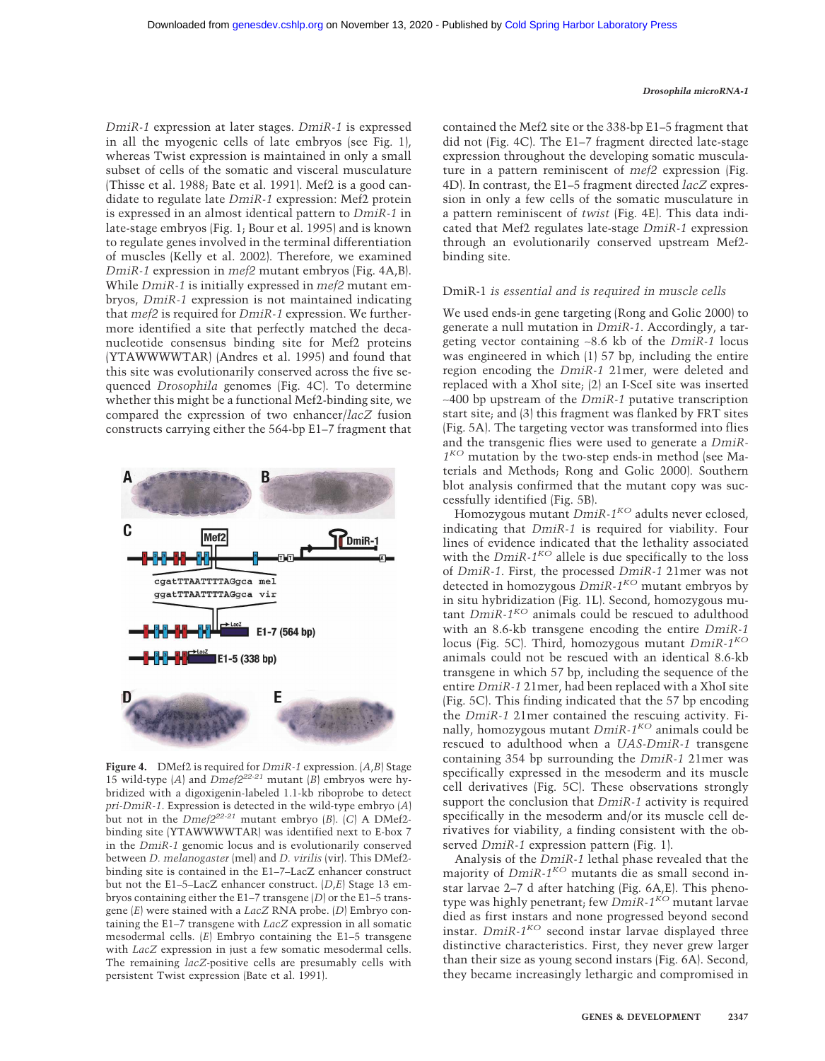*DmiR-1* expression at later stages. *DmiR-1* is expressed in all the myogenic cells of late embryos (see Fig. 1), whereas Twist expression is maintained in only a small subset of cells of the somatic and visceral musculature (Thisse et al. 1988; Bate et al. 1991). Mef2 is a good candidate to regulate late *DmiR-1* expression: Mef2 protein is expressed in an almost identical pattern to *DmiR-1* in late-stage embryos (Fig. 1; Bour et al. 1995) and is known to regulate genes involved in the terminal differentiation of muscles (Kelly et al. 2002). Therefore, we examined *DmiR-1* expression in *mef2* mutant embryos (Fig. 4A,B). While *DmiR-1* is initially expressed in *mef2* mutant embryos, *DmiR-1* expression is not maintained indicating that *mef2* is required for *DmiR-1* expression. We furthermore identified a site that perfectly matched the decanucleotide consensus binding site for Mef2 proteins (YTAWWWWTAR) (Andres et al. 1995) and found that this site was evolutionarily conserved across the five sequenced *Drosophila* genomes (Fig. 4C). To determine whether this might be a functional Mef2-binding site, we compared the expression of two enhancer/*lacZ* fusion constructs carrying either the 564-bp E1–7 fragment that contained the Mef2 site or the 338-bp E1–5 fragment that did not (Fig. 4C). The E1–7 fragment directed late-stage expression throughout the developing somatic musculature in a pattern reminiscent of *mef2* expression (Fig. 4D). In contrast, the E1–5 fragment directed *lacZ* expression in only a few cells of the somatic musculature in a pattern reminiscent of *twist* (Fig. 4E). This data indicated that Mef2 regulates late-stage *DmiR-1* expression through an evolutionarily conserved upstream Mef2-binding site.

**Figure 4.** DMef2 is required for *DmiR-1* expression. (*A*,*B*) Stage 15 wild-type (*A*) and *Dmef2*$^{22-21}$ mutant (*B*) embryos were hybridized with a digoxigenin-labeled 1.1-kb riboprobe to detect *pri-DmiR-1*. Expression is detected in the wild-type embryo (*A*) but not in the *Dmef2*$^{22-21}$ mutant embryo (*B*). (*C*) A DMef2-binding site (YTAWWWWTAR) was identified next to E-box 7 in the *DmiR-1* genomic locus and is evolutionarily conserved between *D. melanogaster* (mel) and *D. virilis* (vir). This DMef2-binding site is contained in the E1–7–LacZ enhancer construct but not the E1–5–LacZ enhancer construct. (*D*,*E*) Stage 13 embryos containing either the E1–7 transgene (*D*) or the E1–5 transgene (*E*) were stained with a *LacZ* RNA probe. (*D*) Embryo containing the E1–7 transgene with *LacZ* expression in all somatic mesodermal cells. (*E*) Embryo containing the E1–5 transgene with *LacZ* expression in just a few somatic mesodermal cells. The remaining *lacZ*-positive cells are presumably cells with persistent Twist expression (Bate et al. 1991).

## DmiR-1 *is essential and is required in muscle cells*

We used ends-in gene targeting (Rong and Golic 2000) to generate a null mutation in *DmiR-1*. Accordingly, a targeting vector containing ~8.6 kb of the *DmiR-1* locus was engineered in which (1) 57 bp, including the entire region encoding the *DmiR-1* 21mer, were deleted and replaced with a XhoI site; (2) an I-SceI site was inserted ~400 bp upstream of the *DmiR-1* putative transcription start site; and (3) this fragment was flanked by FRT sites (Fig. 5A). The targeting vector was transformed into flies and the transgenic flies were used to generate a *DmiR-1*$^{KO}$ mutation by the two-step ends-in method (see Materials and Methods; Rong and Golic 2000). Southern blot analysis confirmed that the mutant copy was successfully identified (Fig. 5B).

Homozygous mutant *DmiR-1*$^{KO}$ adults never eclosed, indicating that *DmiR-1* is required for viability. Four lines of evidence indicated that the lethality associated with the *DmiR-1*$^{KO}$ allele is due specifically to the loss of *DmiR-1*. First, the processed *DmiR-1* 21mer was not detected in homozygous *DmiR-1*$^{KO}$ mutant embryos by in situ hybridization (Fig. 1L). Second, homozygous mutant *DmiR-1*$^{KO}$ animals could be rescued to adulthood with an 8.6-kb transgene encoding the entire *DmiR-1* locus (Fig. 5C). Third, homozygous mutant *DmiR-1*$^{KO}$ animals could not be rescued with an identical 8.6-kb transgene in which 57 bp, including the sequence of the entire *DmiR-1* 21mer, had been replaced with a XhoI site (Fig. 5C). This finding indicated that the 57 bp encoding the *DmiR-1* 21mer contained the rescuing activity. Finally, homozygous mutant *DmiR-1*$^{KO}$ animals could be rescued to adulthood when a *UAS-DmiR-1* transgene containing 354 bp surrounding the *DmiR-1* 21mer was specifically expressed in the mesoderm and its muscle cell derivatives (Fig. 5C). These observations strongly support the conclusion that *DmiR-1* activity is required specifically in the mesoderm and/or its muscle cell derivatives for viability, a finding consistent with the observed *DmiR-1* expression pattern (Fig. 1).

Analysis of the *DmiR-1* lethal phase revealed that the majority of *DmiR-1*$^{KO}$ mutants die as small second instar larvae 2–7 d after hatching (Fig. 6A,E). This phenotype was highly penetrant; few *DmiR-1*$^{KO}$ mutant larvae died as first instars and none progressed beyond second instar. *DmiR-1*$^{KO}$ second instar larvae displayed three distinctive characteristics. First, they never grew larger than their size as young second instars (Fig. 6A). Second, they became increasingly lethargic and compromised in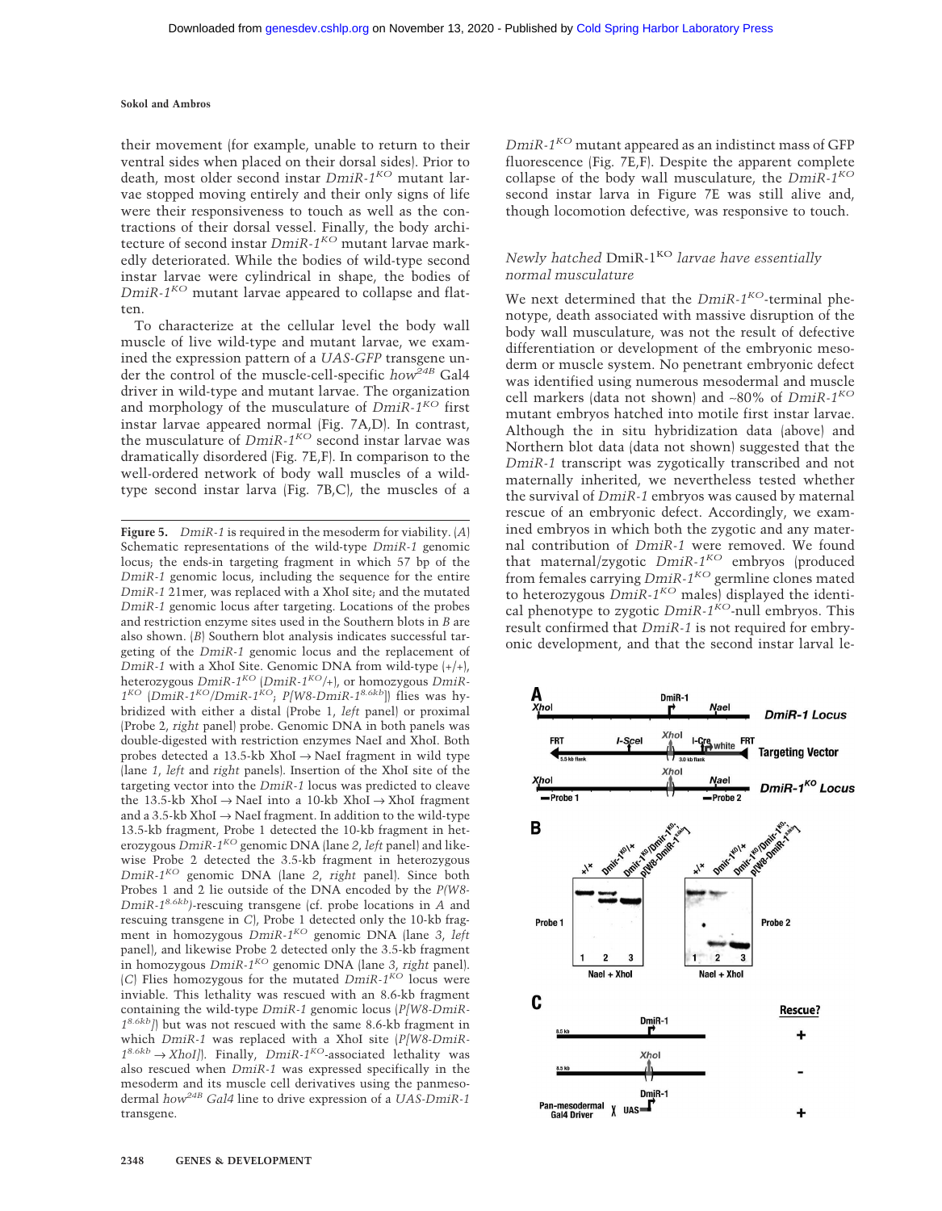their movement (for example, unable to return to their ventral sides when placed on their dorsal sides). Prior to death, most older second instar *DmiR-1*$^{KO}$ mutant larvae stopped moving entirely and their only signs of life were their responsiveness to touch as well as the contractions of their dorsal vessel. Finally, the body architecture of second instar *DmiR-1*$^{KO}$ mutant larvae markedly deteriorated. While the bodies of wild-type second instar larvae were cylindrical in shape, the bodies of *DmiR-1*$^{KO}$ mutant larvae appeared to collapse and flatten.

To characterize at the cellular level the body wall muscle of live wild-type and mutant larvae, we examined the expression pattern of a *UAS-GFP* transgene under the control of the muscle-cell-specific *how*$^{24B}$ Gal4 driver in wild-type and mutant larvae. The organization and morphology of the musculature of *DmiR-1*$^{KO}$ first instar larvae appeared normal (Fig. 7A,D). In contrast, the musculature of *DmiR-1*$^{KO}$ second instar larvae was dramatically disordered (Fig. 7E,F). In comparison to the well-ordered network of body wall muscles of a wild-type second instar larva (Fig. 7B,C), the muscles of a *DmiR-1*$^{KO}$ mutant appeared as an indistinct mass of GFP fluorescence (Fig. 7E,F). Despite the apparent complete collapse of the body wall musculature, the *DmiR-1*$^{KO}$ second instar larva in Figure 7E was still alive and, though locomotion defective, was responsive to touch.

### *Newly hatched* DmiR-1$^{KO}$ *larvae have essentially normal musculature*

We next determined that the *DmiR-1*$^{KO}$-terminal phenotype, death associated with massive disruption of the body wall musculature, was not the result of defective differentiation or development of the embryonic mesoderm or muscle system. No penetrant embryonic defect was identified using numerous mesodermal and muscle cell markers (data not shown) and ~80% of *DmiR-1*$^{KO}$ mutant embryos hatched into motile first instar larvae. Although the in situ hybridization data (above) and Northern blot data (data not shown) suggested that the *DmiR-1* transcript was zygotically transcribed and not maternally inherited, we nevertheless tested whether the survival of *DmiR-1* embryos was caused by maternal rescue of an embryonic defect. Accordingly, we examined embryos in which both the zygotic and any maternal contribution of *DmiR-1* were removed. We found that maternal/zygotic *DmiR-1*$^{KO}$ embryos (produced from females carrying *DmiR-1*$^{KO}$ germline clones mated to heterozygous *DmiR-1*$^{KO}$ males) displayed the identical phenotype to zygotic *DmiR-1*$^{KO}$-null embryos. This result confirmed that *DmiR-1* is not required for embryonic development, and that the second instar larval le-

**Figure 5.** *DmiR-1* is required in the mesoderm for viability. (*A*) Schematic representations of the wild-type *DmiR-1* genomic locus; the ends-in targeting fragment in which 57 bp of the *DmiR-1* genomic locus, including the sequence for the entire *DmiR-1* 21mer, was replaced with a XhoI site; and the mutated *DmiR-1* genomic locus after targeting. Locations of the probes and restriction enzyme sites used in the Southern blots in *B* are also shown. (*B*) Southern blot analysis indicates successful targeting of the *DmiR-1* genomic locus and the replacement of *DmiR-1* with a XhoI Site. Genomic DNA from wild-type (+/+), heterozygous *DmiR-1*$^{KO}$ (*DmiR-1*$^{KO}$/+), or homozygous *DmiR-1*$^{KO}$ (*DmiR-1*$^{KO}$/*DmiR-1*$^{KO}$; *P[W8-DmiR-1*$^{8.6kb}$*]*) flies was hybridized with either a distal (Probe 1, *left* panel) or proximal (Probe 2, *right* panel) probe. Genomic DNA in both panels was double-digested with restriction enzymes NaeI and XhoI. Both probes detected a 13.5-kb XhoI → NaeI fragment in wild type (lane *1*, *left* and *right* panels). Insertion of the XhoI site of the targeting vector into the *DmiR-1* locus was predicted to cleave the 13.5-kb XhoI → NaeI into a 10-kb XhoI → XhoI fragment and a 3.5-kb XhoI → NaeI fragment. In addition to the wild-type 13.5-kb fragment, Probe 1 detected the 10-kb fragment in heterozygous *DmiR-1*$^{KO}$ genomic DNA (lane *2*, *left* panel) and likewise Probe 2 detected the 3.5-kb fragment in heterozygous *DmiR-1*$^{KO}$ genomic DNA (lane *2*, *right* panel). Since both Probes 1 and 2 lie outside of the DNA encoded by the *P(W8-DmiR-1*$^{8.6kb}$*)*-rescuing transgene (cf. probe locations in *A* and rescuing transgene in *C*), Probe 1 detected only the 10-kb fragment in homozygous *DmiR-1*$^{KO}$ genomic DNA (lane *3*, *left* panel), and likewise Probe 2 detected only the 3.5-kb fragment in homozygous *DmiR-1*$^{KO}$ genomic DNA (lane *3*, *right* panel). (*C*) Flies homozygous for the mutated *DmiR-1*$^{KO}$ locus were inviable. This lethality was rescued with an 8.6-kb fragment containing the wild-type *DmiR-1* genomic locus (*P[W8-DmiR-1*$^{8.6kb}$*]*) but was not rescued with the same 8.6-kb fragment in which *DmiR-1* was replaced with a XhoI site (*P[W8-DmiR-1*$^{8.6kb}$ *→ XhoI]*). Finally, *DmiR-1*$^{KO}$-associated lethality was also rescued when *DmiR-1* was expressed specifically in the mesoderm and its muscle cell derivatives using the panmesodermal *how*$^{24B}$ *Gal4* line to drive expression of a *UAS-DmiR-1* transgene.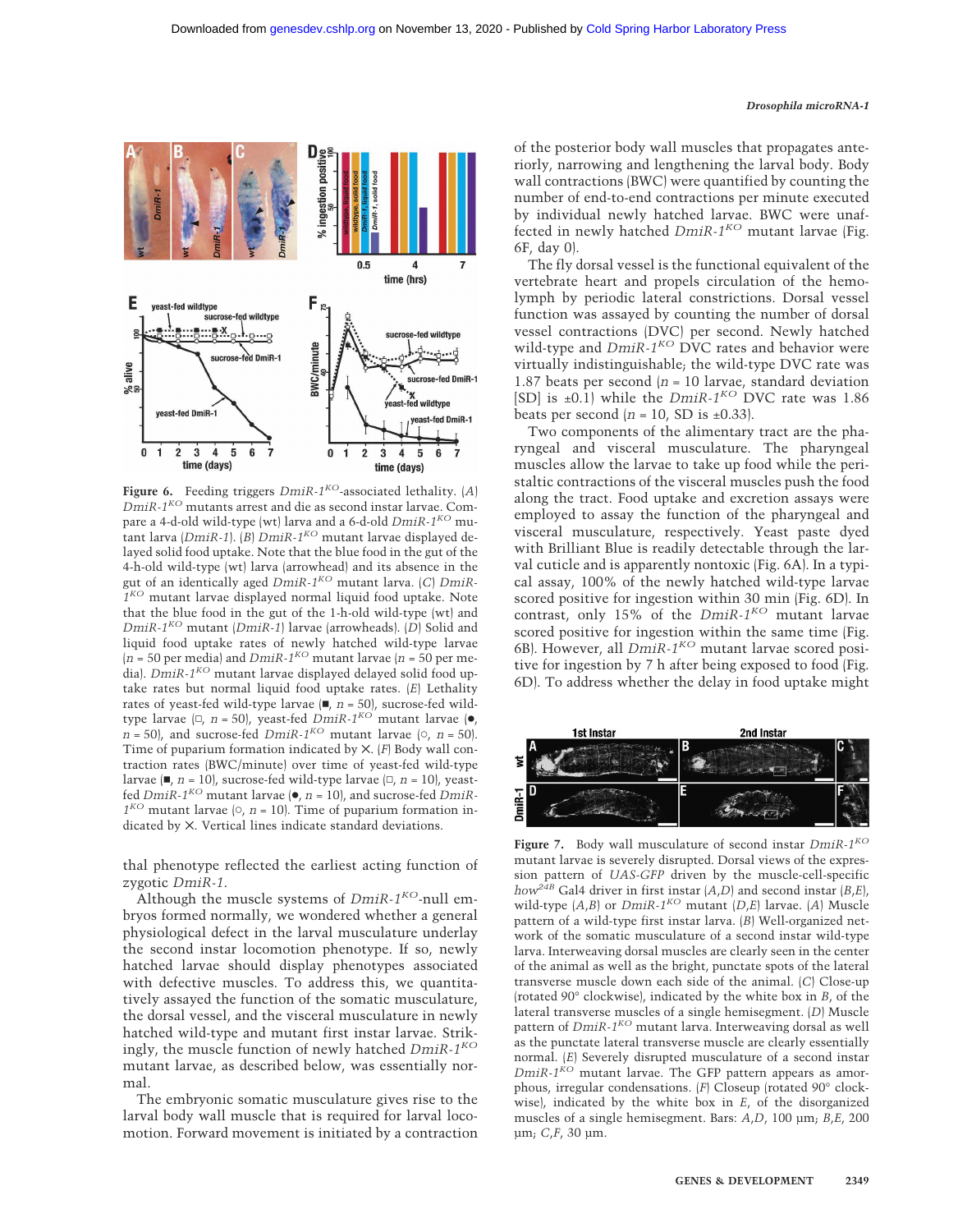**Figure 6.** Feeding triggers *DmiR-1^KO^*-associated lethality. (*A*) *DmiR-1^KO^* mutants arrest and die as second instar larvae. Compare a 4-d-old wild-type (wt) larva and a 6-d-old *DmiR-1^KO^* mutant larva (*DmiR-1*). (*B*) *DmiR-1^KO^* mutant larvae displayed delayed solid food uptake. Note that the blue food in the gut of the 4-h-old wild-type (wt) larva (arrowhead) and its absence in the gut of an identically aged *DmiR-1^KO^* mutant larva. (*C*) *DmiR-1^KO^* mutant larvae displayed normal liquid food uptake. Note that the blue food in the gut of the 1-h-old wild-type (wt) and *DmiR-1^KO^* mutant (*DmiR-1*) larvae (arrowheads). (*D*) Solid and liquid food uptake rates of newly hatched wild-type larvae (*n* = 50 per media) and *DmiR-1^KO^* mutant larvae (*n* = 50 per media). *DmiR-1^KO^* mutant larvae displayed delayed solid food uptake rates but normal liquid food uptake rates. (*E*) Lethality rates of yeast-fed wild-type larvae (■, *n* = 50), sucrose-fed wild-type larvae (□, *n* = 50), yeast-fed *DmiR-1^KO^* mutant larvae (●, *n* = 50), and sucrose-fed *DmiR-1^KO^* mutant larvae (○, *n* = 50). Time of puparium formation indicated by ×. (*F*) Body wall contraction rates (BWC/minute) over time of yeast-fed wild-type larvae (■, *n* = 10), sucrose-fed wild-type larvae (□, *n* = 10), yeast-fed *DmiR-1^KO^* mutant larvae (●, *n* = 10), and sucrose-fed *DmiR-1^KO^* mutant larvae (○, *n* = 10). Time of puparium formation indicated by ×. Vertical lines indicate standard deviations.

thal phenotype reflected the earliest acting function of zygotic *DmiR-1*.

Although the muscle systems of *DmiR-1^KO^*-null embryos formed normally, we wondered whether a general physiological defect in the larval musculature underlay the second instar locomotion phenotype. If so, newly hatched larvae should display phenotypes associated with defective muscles. To address this, we quantitatively assayed the function of the somatic musculature, the dorsal vessel, and the visceral musculature in newly hatched wild-type and mutant first instar larvae. Strikingly, the muscle function of newly hatched *DmiR-1^KO^* mutant larvae, as described below, was essentially normal.

The embryonic somatic musculature gives rise to the larval body wall muscle that is required for larval locomotion. Forward movement is initiated by a contraction of the posterior body wall muscles that propagates anteriorly, narrowing and lengthening the larval body. Body wall contractions (BWC) were quantified by counting the number of end-to-end contractions per minute executed by individual newly hatched larvae. BWC were unaffected in newly hatched *DmiR-1^KO^* mutant larvae (Fig. 6F, day 0).

The fly dorsal vessel is the functional equivalent of the vertebrate heart and propels circulation of the hemolymph by periodic lateral constrictions. Dorsal vessel function was assayed by counting the number of dorsal vessel contractions (DVC) per second. Newly hatched wild-type and *DmiR-1^KO^* DVC rates and behavior were virtually indistinguishable; the wild-type DVC rate was 1.87 beats per second (*n* = 10 larvae, standard deviation [SD] is ±0.1) while the *DmiR-1^KO^* DVC rate was 1.86 beats per second (*n* = 10, SD is ±0.33).

Two components of the alimentary tract are the pharyngeal and visceral musculature. The pharyngeal muscles allow the larvae to take up food while the peristaltic contractions of the visceral muscles push the food along the tract. Food uptake and excretion assays were employed to assay the function of the pharyngeal and visceral musculature, respectively. Yeast paste dyed with Brilliant Blue is readily detectable through the larval cuticle and is apparently nontoxic (Fig. 6A). In a typical assay, 100% of the newly hatched wild-type larvae scored positive for ingestion within 30 min (Fig. 6D). In contrast, only 15% of the *DmiR-1^KO^* mutant larvae scored positive for ingestion within the same time (Fig. 6B). However, all *DmiR-1^KO^* mutant larvae scored positive for ingestion by 7 h after being exposed to food (Fig. 6D). To address whether the delay in food uptake might

**Figure 7.** Body wall musculature of second instar *DmiR-1^KO^* mutant larvae is severely disrupted. Dorsal views of the expression pattern of *UAS-GFP* driven by the muscle-cell-specific *how^24B^* Gal4 driver in first instar (*A*,*D*) and second instar (*B*,*E*), wild-type (*A*,*B*) or *DmiR-1^KO^* mutant (*D*,*E*) larvae. (*A*) Muscle pattern of a wild-type first instar larva. (*B*) Well-organized network of the somatic musculature of a second instar wild-type larva. Interweaving dorsal muscles are clearly seen in the center of the animal as well as the bright, punctate spots of the lateral transverse muscle down each side of the animal. (*C*) Close-up (rotated 90° clockwise), indicated by the white box in *B*, of the lateral transverse muscles of a single hemisegment. (*D*) Muscle pattern of *DmiR-1^KO^* mutant larva. Interweaving dorsal as well as the punctate lateral transverse muscle are clearly essentially normal. (*E*) Severely disrupted musculature of a second instar *DmiR-1^KO^* mutant larvae. The GFP pattern appears as amorphous, irregular condensations. (*F*) Closeup (rotated 90° clockwise), indicated by the white box in *E*, of the disorganized muscles of a single hemisegment. Bars: *A*,*D*, 100 µm; *B*,*E*, 200 µm; *C*,*F*, 30 µm.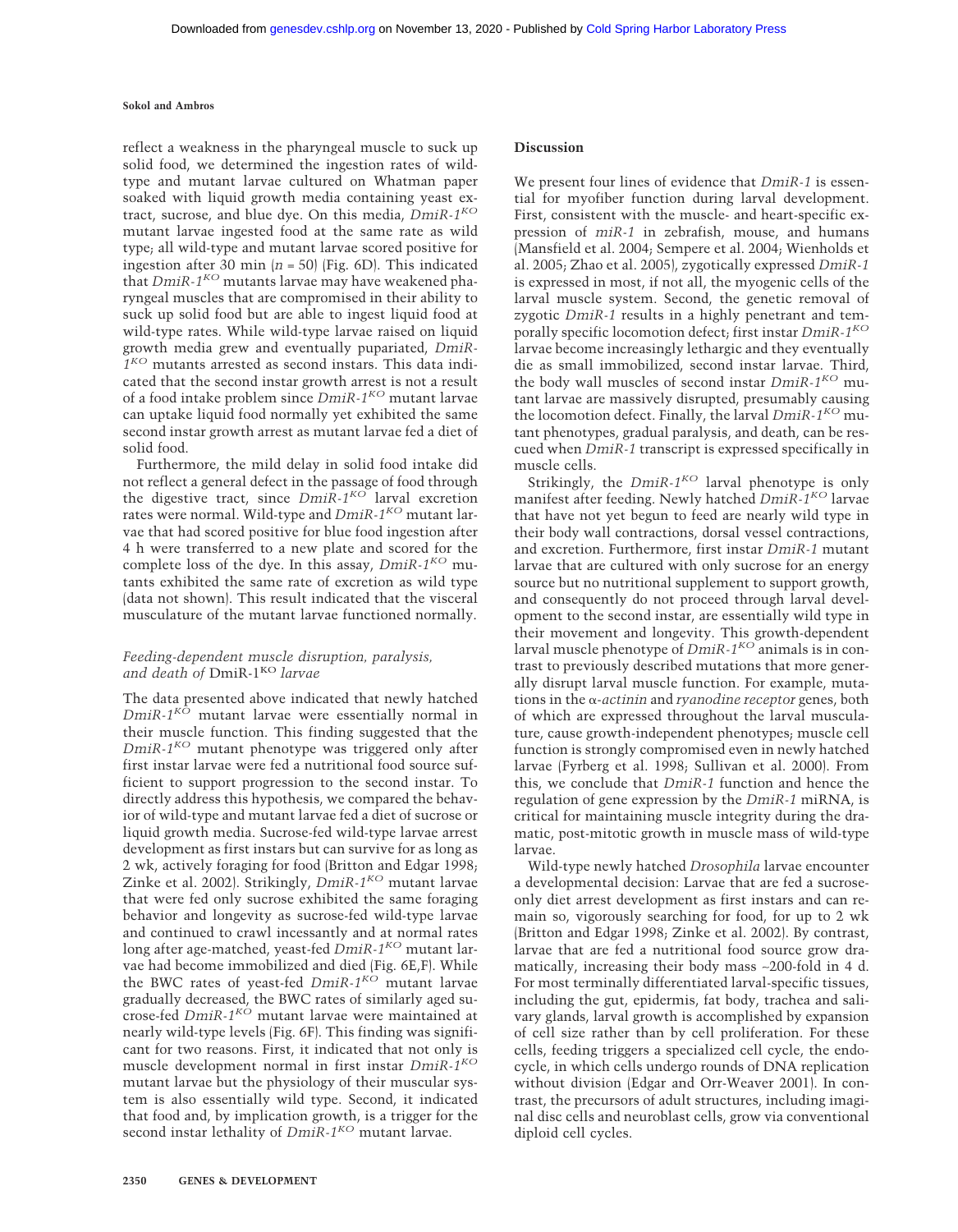reflect a weakness in the pharyngeal muscle to suck up solid food, we determined the ingestion rates of wild-type and mutant larvae cultured on Whatman paper soaked with liquid growth media containing yeast extract, sucrose, and blue dye. On this media, *DmiR-1$^{KO}$* mutant larvae ingested food at the same rate as wild type; all wild-type and mutant larvae scored positive for ingestion after 30 min ($n = 50$) (Fig. 6D). This indicated that *DmiR-1$^{KO}$* mutants larvae may have weakened pharyngeal muscles that are compromised in their ability to suck up solid food but are able to ingest liquid food at wild-type rates. While wild-type larvae raised on liquid growth media grew and eventually pupariated, *DmiR-1$^{KO}$* mutants arrested as second instars. This data indicated that the second instar growth arrest is not a result of a food intake problem since *DmiR-1$^{KO}$* mutant larvae can uptake liquid food normally yet exhibited the same second instar growth arrest as mutant larvae fed a diet of solid food.

Furthermore, the mild delay in solid food intake did not reflect a general defect in the passage of food through the digestive tract, since *DmiR-1$^{KO}$* larval excretion rates were normal. Wild-type and *DmiR-1$^{KO}$* mutant larvae that had scored positive for blue food ingestion after 4 h were transferred to a new plate and scored for the complete loss of the dye. In this assay, *DmiR-1$^{KO}$* mutants exhibited the same rate of excretion as wild type (data not shown). This result indicated that the visceral musculature of the mutant larvae functioned normally.

### *Feeding-dependent muscle disruption, paralysis, and death of* DmiR-1$^{KO}$ *larvae*

The data presented above indicated that newly hatched *DmiR-1$^{KO}$* mutant larvae were essentially normal in their muscle function. This finding suggested that the *DmiR-1$^{KO}$* mutant phenotype was triggered only after first instar larvae were fed a nutritional food source sufficient to support progression to the second instar. To directly address this hypothesis, we compared the behavior of wild-type and mutant larvae fed a diet of sucrose or liquid growth media. Sucrose-fed wild-type larvae arrest development as first instars but can survive for as long as 2 wk, actively foraging for food (Britton and Edgar 1998; Zinke et al. 2002). Strikingly, *DmiR-1$^{KO}$* mutant larvae that were fed only sucrose exhibited the same foraging behavior and longevity as sucrose-fed wild-type larvae and continued to crawl incessantly and at normal rates long after age-matched, yeast-fed *DmiR-1$^{KO}$* mutant larvae had become immobilized and died (Fig. 6E,F). While the BWC rates of yeast-fed *DmiR-1$^{KO}$* mutant larvae gradually decreased, the BWC rates of similarly aged sucrose-fed *DmiR-1$^{KO}$* mutant larvae were maintained at nearly wild-type levels (Fig. 6F). This finding was significant for two reasons. First, it indicated that not only is muscle development normal in first instar *DmiR-1$^{KO}$* mutant larvae but the physiology of their muscular system is also essentially wild type. Second, it indicated that food and, by implication growth, is a trigger for the second instar lethality of *DmiR-1$^{KO}$* mutant larvae.

## Discussion

We present four lines of evidence that *DmiR-1* is essential for myofiber function during larval development. First, consistent with the muscle- and heart-specific expression of *miR-1* in zebrafish, mouse, and humans (Mansfield et al. 2004; Sempere et al. 2004; Wienholds et al. 2005; Zhao et al. 2005), zygotically expressed *DmiR-1* is expressed in most, if not all, the myogenic cells of the larval muscle system. Second, the genetic removal of zygotic *DmiR-1* results in a highly penetrant and temporally specific locomotion defect; first instar *DmiR-1$^{KO}$* larvae become increasingly lethargic and they eventually die as small immobilized, second instar larvae. Third, the body wall muscles of second instar *DmiR-1$^{KO}$* mutant larvae are massively disrupted, presumably causing the locomotion defect. Finally, the larval *DmiR-1$^{KO}$* mutant phenotypes, gradual paralysis, and death, can be rescued when *DmiR-1* transcript is expressed specifically in muscle cells.

Strikingly, the *DmiR-1$^{KO}$* larval phenotype is only manifest after feeding. Newly hatched *DmiR-1$^{KO}$* larvae that have not yet begun to feed are nearly wild type in their body wall contractions, dorsal vessel contractions, and excretion. Furthermore, first instar *DmiR-1* mutant larvae that are cultured with only sucrose for an energy source but no nutritional supplement to support growth, and consequently do not proceed through larval development to the second instar, are essentially wild type in their movement and longevity. This growth-dependent larval muscle phenotype of *DmiR-1$^{KO}$* animals is in contrast to previously described mutations that more generally disrupt larval muscle function. For example, mutations in the *α-actinin* and *ryanodine receptor* genes, both of which are expressed throughout the larval musculature, cause growth-independent phenotypes; muscle cell function is strongly compromised even in newly hatched larvae (Fyrberg et al. 1998; Sullivan et al. 2000). From this, we conclude that *DmiR-1* function and hence the regulation of gene expression by the *DmiR-1* miRNA, is critical for maintaining muscle integrity during the dramatic, post-mitotic growth in muscle mass of wild-type larvae.

Wild-type newly hatched *Drosophila* larvae encounter a developmental decision: Larvae that are fed a sucrose-only diet arrest development as first instars and can remain so, vigorously searching for food, for up to 2 wk (Britton and Edgar 1998; Zinke et al. 2002). By contrast, larvae that are fed a nutritional food source grow dramatically, increasing their body mass ~200-fold in 4 d. For most terminally differentiated larval-specific tissues, including the gut, epidermis, fat body, trachea and salivary glands, larval growth is accomplished by expansion of cell size rather than by cell proliferation. For these cells, feeding triggers a specialized cell cycle, the endocycle, in which cells undergo rounds of DNA replication without division (Edgar and Orr-Weaver 2001). In contrast, the precursors of adult structures, including imaginal disc cells and neuroblast cells, grow via conventional diploid cell cycles.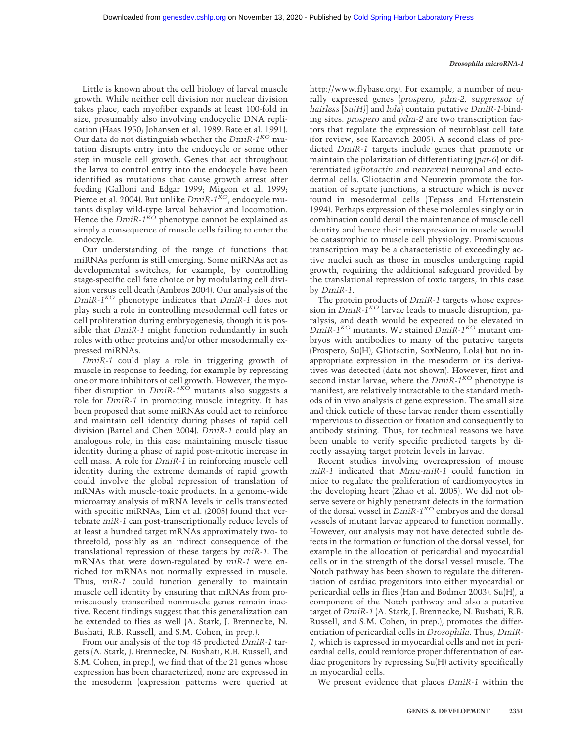Little is known about the cell biology of larval muscle growth. While neither cell division nor nuclear division takes place, each myofiber expands at least 100-fold in size, presumably also involving endocyclic DNA replication (Haas 1950; Johansen et al. 1989; Bate et al. 1991). Our data do not distinguish whether the $DmiR\text{-}1^{KO}$ mutation disrupts entry into the endocycle or some other step in muscle cell growth. Genes that act throughout the larva to control entry into the endocycle have been identified as mutations that cause growth arrest after feeding (Galloni and Edgar 1999; Migeon et al. 1999; Pierce et al. 2004). But unlike $DmiR\text{-}1^{KO}$, endocycle mutants display wild-type larval behavior and locomotion. Hence the $DmiR\text{-}1^{KO}$ phenotype cannot be explained as simply a consequence of muscle cells failing to enter the endocycle.

Our understanding of the range of functions that miRNAs perform is still emerging. Some miRNAs act as developmental switches, for example, by controlling stage-specific cell fate choice or by modulating cell division versus cell death (Ambros 2004). Our analysis of the $DmiR\text{-}1^{KO}$ phenotype indicates that *DmiR-1* does not play such a role in controlling mesodermal cell fates or cell proliferation during embryogenesis, though it is possible that *DmiR-1* might function redundantly in such roles with other proteins and/or other mesodermally expressed miRNAs.

*DmiR-1* could play a role in triggering growth of muscle in response to feeding, for example by repressing one or more inhibitors of cell growth. However, the myofiber disruption in $DmiR\text{-}1^{KO}$ mutants also suggests a role for *DmiR-1* in promoting muscle integrity. It has been proposed that some miRNAs could act to reinforce and maintain cell identity during phases of rapid cell division (Bartel and Chen 2004). *DmiR-1* could play an analogous role, in this case maintaining muscle tissue identity during a phase of rapid post-mitotic increase in cell mass. A role for *DmiR-1* in reinforcing muscle cell identity during the extreme demands of rapid growth could involve the global repression of translation of mRNAs with muscle-toxic products. In a genome-wide microarray analysis of mRNA levels in cells transfected with specific miRNAs, Lim et al. (2005) found that vertebrate *miR-1* can post-transcriptionally reduce levels of at least a hundred target mRNAs approximately two- to threefold, possibly as an indirect consequence of the translational repression of these targets by *miR-1*. The mRNAs that were down-regulated by *miR-1* were enriched for mRNAs not normally expressed in muscle. Thus, *miR-1* could function generally to maintain muscle cell identity by ensuring that mRNAs from promiscuously transcribed nonmuscle genes remain inactive. Recent findings suggest that this generalization can be extended to flies as well (A. Stark, J. Brennecke, N. Bushati, R.B. Russell, and S.M. Cohen, in prep.).

From our analysis of the top 45 predicted *DmiR-1* targets (A. Stark, J. Brennecke, N. Bushati, R.B. Russell, and S.M. Cohen, in prep.), we find that of the 21 genes whose expression has been characterized, none are expressed in the mesoderm (expression patterns were queried at http://www.flybase.org). For example, a number of neurally expressed genes (*prospero, pdm-2, suppressor of hairless* [*Su(H)*] and *lola*) contain putative *DmiR-1*-binding sites. *prospero* and *pdm-2* are two transcription factors that regulate the expression of neuroblast cell fate (for review, see Karcavich 2005). A second class of predicted *DmiR-1* targets include genes that promote or maintain the polarization of differentiating (*par-6*) or differentiated (*gliotactin* and *neurexin*) neuronal and ectodermal cells. Gliotactin and Neurexin promote the formation of septate junctions, a structure which is never found in mesodermal cells (Tepass and Hartenstein 1994). Perhaps expression of these molecules singly or in combination could derail the maintenance of muscle cell identity and hence their misexpression in muscle would be catastrophic to muscle cell physiology. Promiscuous transcription may be a characteristic of exceedingly active nuclei such as those in muscles undergoing rapid growth, requiring the additional safeguard provided by the translational repression of toxic targets, in this case by *DmiR-1*.

The protein products of *DmiR-1* targets whose expression in $DmiR\text{-}1^{KO}$ larvae leads to muscle disruption, paralysis, and death would be expected to be elevated in $DmiR\text{-}1^{KO}$ mutants. We stained $DmiR\text{-}1^{KO}$ mutant embryos with antibodies to many of the putative targets (Prospero, Su(H), Gliotactin, SoxNeuro, Lola) but no inappropriate expression in the mesoderm or its derivatives was detected (data not shown). However, first and second instar larvae, where the $DmiR\text{-}1^{KO}$ phenotype is manifest, are relatively intractable to the standard methods of in vivo analysis of gene expression. The small size and thick cuticle of these larvae render them essentially impervious to dissection or fixation and consequently to antibody staining. Thus, for technical reasons we have been unable to verify specific predicted targets by directly assaying target protein levels in larvae.

Recent studies involving overexpression of mouse *miR-1* indicated that *Mmu-miR-1* could function in mice to regulate the proliferation of cardiomyocytes in the developing heart (Zhao et al. 2005). We did not observe severe or highly penetrant defects in the formation of the dorsal vessel in $DmiR\text{-}1^{KO}$ embryos and the dorsal vessels of mutant larvae appeared to function normally. However, our analysis may not have detected subtle defects in the formation or function of the dorsal vessel, for example in the allocation of pericardial and myocardial cells or in the strength of the dorsal vessel muscle. The Notch pathway has been shown to regulate the differentiation of cardiac progenitors into either myocardial or pericardial cells in flies (Han and Bodmer 2003). Su(H), a component of the Notch pathway and also a putative target of *DmiR-1* (A. Stark, J. Brennecke, N. Bushati, R.B. Russell, and S.M. Cohen, in prep.), promotes the differentiation of pericardial cells in *Drosophila*. Thus, *DmiR-1*, which is expressed in myocardial cells and not in pericardial cells, could reinforce proper differentiation of cardiac progenitors by repressing Su(H) activity specifically in myocardial cells.

We present evidence that places *DmiR-1* within the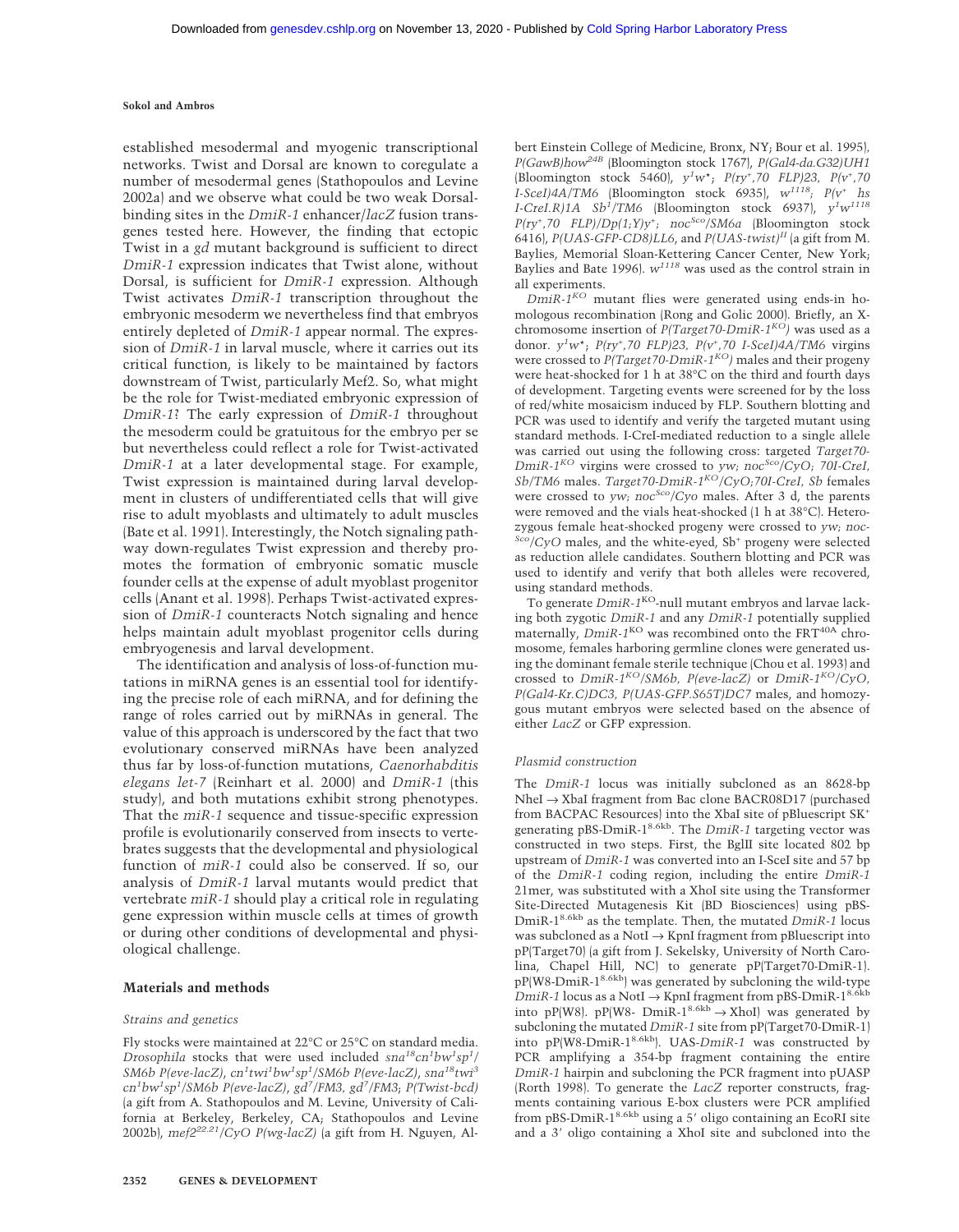established mesodermal and myogenic transcriptional networks. Twist and Dorsal are known to coregulate a number of mesodermal genes (Stathopoulos and Levine 2002a) and we observe what could be two weak Dorsal-binding sites in the *DmiR-1* enhancer/*lacZ* fusion transgenes tested here. However, the finding that ectopic Twist in a *gd* mutant background is sufficient to direct *DmiR-1* expression indicates that Twist alone, without Dorsal, is sufficient for *DmiR-1* expression. Although Twist activates *DmiR-1* transcription throughout the embryonic mesoderm we nevertheless find that embryos entirely depleted of *DmiR-1* appear normal. The expression of *DmiR-1* in larval muscle, where it carries out its critical function, is likely to be maintained by factors downstream of Twist, particularly Mef2. So, what might be the role for Twist-mediated embryonic expression of *DmiR-1*? The early expression of *DmiR-1* throughout the mesoderm could be gratuitous for the embryo per se but nevertheless could reflect a role for Twist-activated *DmiR-1* at a later developmental stage. For example, Twist expression is maintained during larval development in clusters of undifferentiated cells that will give rise to adult myoblasts and ultimately to adult muscles (Bate et al. 1991). Interestingly, the Notch signaling pathway down-regulates Twist expression and thereby promotes the formation of embryonic somatic muscle founder cells at the expense of adult myoblast progenitor cells (Anant et al. 1998). Perhaps Twist-activated expression of *DmiR-1* counteracts Notch signaling and hence helps maintain adult myoblast progenitor cells during embryogenesis and larval development.

The identification and analysis of loss-of-function mutations in miRNA genes is an essential tool for identifying the precise role of each miRNA, and for defining the range of roles carried out by miRNAs in general. The value of this approach is underscored by the fact that two evolutionary conserved miRNAs have been analyzed thus far by loss-of-function mutations, *Caenorhabditis elegans let-7* (Reinhart et al. 2000) and *DmiR-1* (this study), and both mutations exhibit strong phenotypes. That the *miR-1* sequence and tissue-specific expression profile is evolutionarily conserved from insects to vertebrates suggests that the developmental and physiological function of *miR-1* could also be conserved. If so, our analysis of *DmiR-1* larval mutants would predict that vertebrate *miR-1* should play a critical role in regulating gene expression within muscle cells at times of growth or during other conditions of developmental and physiological challenge.

## Materials and methods

### Strains and genetics

Fly stocks were maintained at 22°C or 25°C on standard media. *Drosophila* stocks that were used included $sna^{18}cn^1bw^1sp^1$/*SM6b P(eve-lacZ)*, $cn^1twi^1bw^1sp^1$/*SM6b P(eve-lacZ)*, $sna^{18}twi^3 cn^1bw^1sp^1$/*SM6b P(eve-lacZ)*, $gd^7$/*FM3*, $gd^7$/*FM3*; *P(Twist-bcd)* (a gift from A. Stathopoulos and M. Levine, University of California at Berkeley, Berkeley, CA; Stathopoulos and Levine 2002b), $mef2^{22.21}$/*CyO P(wg-lacZ)* (a gift from H. Nguyen, Albert Einstein College of Medicine, Bronx, NY; Bour et al. 1995), $P(GawB)how^{24B}$ (Bloomington stock 1767), *P(Gal4-da.G32)UH1* (Bloomington stock 5460), $y^1w^*$; $P(ry^+,70\ FLP)23$, $P(v^+,70$ *I-SceI)4A/TM6* (Bloomington stock 6935), $w^{1118}$; $P(v^+$ *hs I-CreI.R)1A* $Sb^1$/*TM6* (Bloomington stock 6937), $y^1w^{1118}$ $P(ry^+,70\ FLP)/Dp(1;Y)y^+$; $noc^{Sco}$/*SM6a* (Bloomington stock 6416), *P(UAS-GFP-CD8)LL6*, and $P(UAS\text{-}twist)^{II}$ (a gift from M. Baylies, Memorial Sloan-Kettering Cancer Center, New York; Baylies and Bate 1996). $w^{1118}$ was used as the control strain in all experiments.

$DmiR\text{-}1^{KO}$ mutant flies were generated using ends-in homologous recombination (Rong and Golic 2000). Briefly, an X-chromosome insertion of $P(Target70\text{-}DmiR\text{-}1^{KO})$ was used as a donor. $y^1w^*$; $P(ry^+,70\ FLP)23$, $P(v^+,70$ *I-SceI)4A/TM6* virgins were crossed to $P(Target70\text{-}DmiR\text{-}1^{KO})$ males and their progeny were heat-shocked for 1 h at 38°C on the third and fourth days of development. Targeting events were screened for by the loss of red/white mosaicism induced by FLP. Southern blotting and PCR was used to identify and verify the targeted mutant using standard methods. I-CreI-mediated reduction to a single allele was carried out using the following cross: targeted *Target70-*$DmiR\text{-}1^{KO}$ virgins were crossed to *yw*; $noc^{Sco}$/*CyO*; *70I-CreI, Sb/TM6* males. *Target70-*$DmiR\text{-}1^{KO}$/*CyO*;*70I-CreI, Sb* females were crossed to *yw*; $noc^{Sco}$/*Cyo* males. After 3 d, the parents were removed and the vials heat-shocked (1 h at 38°C). Heterozygous female heat-shocked progeny were crossed to *yw*; $noc^{Sco}$/*CyO* males, and the white-eyed, $Sb^+$ progeny were selected as reduction allele candidates. Southern blotting and PCR was used to identify and verify that both alleles were recovered, using standard methods.

To generate $DmiR\text{-}1^{KO}$-null mutant embryos and larvae lacking both zygotic *DmiR-1* and any *DmiR-1* potentially supplied maternally, $DmiR\text{-}1^{KO}$ was recombined onto the $FRT^{40A}$ chromosome, females harboring germline clones were generated using the dominant female sterile technique (Chou et al. 1993) and crossed to $DmiR\text{-}1^{KO}$/*SM6b, P(eve-lacZ)* or $DmiR\text{-}1^{KO}$/*CyO, P(Gal4-Kr.C)DC3, P(UAS-GFP.S65T)DC7* males, and homozygous mutant embryos were selected based on the absence of either *LacZ* or GFP expression.

### Plasmid construction

The *DmiR-1* locus was initially subcloned as an 8628-bp NheI → XbaI fragment from Bac clone BACR08D17 (purchased from BACPAC Resources) into the XbaI site of pBluescript $SK^+$ generating pBS-DmiR-$1^{8.6kb}$. The *DmiR-1* targeting vector was constructed in two steps. First, the BglII site located 802 bp upstream of *DmiR-1* was converted into an I-SceI site and 57 bp of the *DmiR-1* coding region, including the entire *DmiR-1* 21mer, was substituted with a XhoI site using the Transformer Site-Directed Mutagenesis Kit (BD Biosciences) using pBS-DmiR-$1^{8.6kb}$ as the template. Then, the mutated *DmiR-1* locus was subcloned as a NotI → KpnI fragment from pBluescript into pP(Target70) (a gift from J. Sekelsky, University of North Carolina, Chapel Hill, NC) to generate pP(Target70-DmiR-1). pP(W8-DmiR-$1^{8.6kb}$) was generated by subcloning the wild-type *DmiR-1* locus as a NotI → KpnI fragment from pBS-DmiR-$1^{8.6kb}$ into pP(W8). pP(W8- DmiR-$1^{8.6kb}$ → XhoI) was generated by subcloning the mutated *DmiR-1* site from pP(Target70-DmiR-1) into pP(W8-DmiR-$1^{8.6kb}$). UAS-*DmiR-1* was constructed by PCR amplifying a 354-bp fragment containing the entire *DmiR-1* hairpin and subcloning the PCR fragment into pUASP (Rorth 1998). To generate the *LacZ* reporter constructs, fragments containing various E-box clusters were PCR amplified from pBS-DmiR-$1^{8.6kb}$ using a 5′ oligo containing an EcoRI site and a 3′ oligo containing a XhoI site and subcloned into the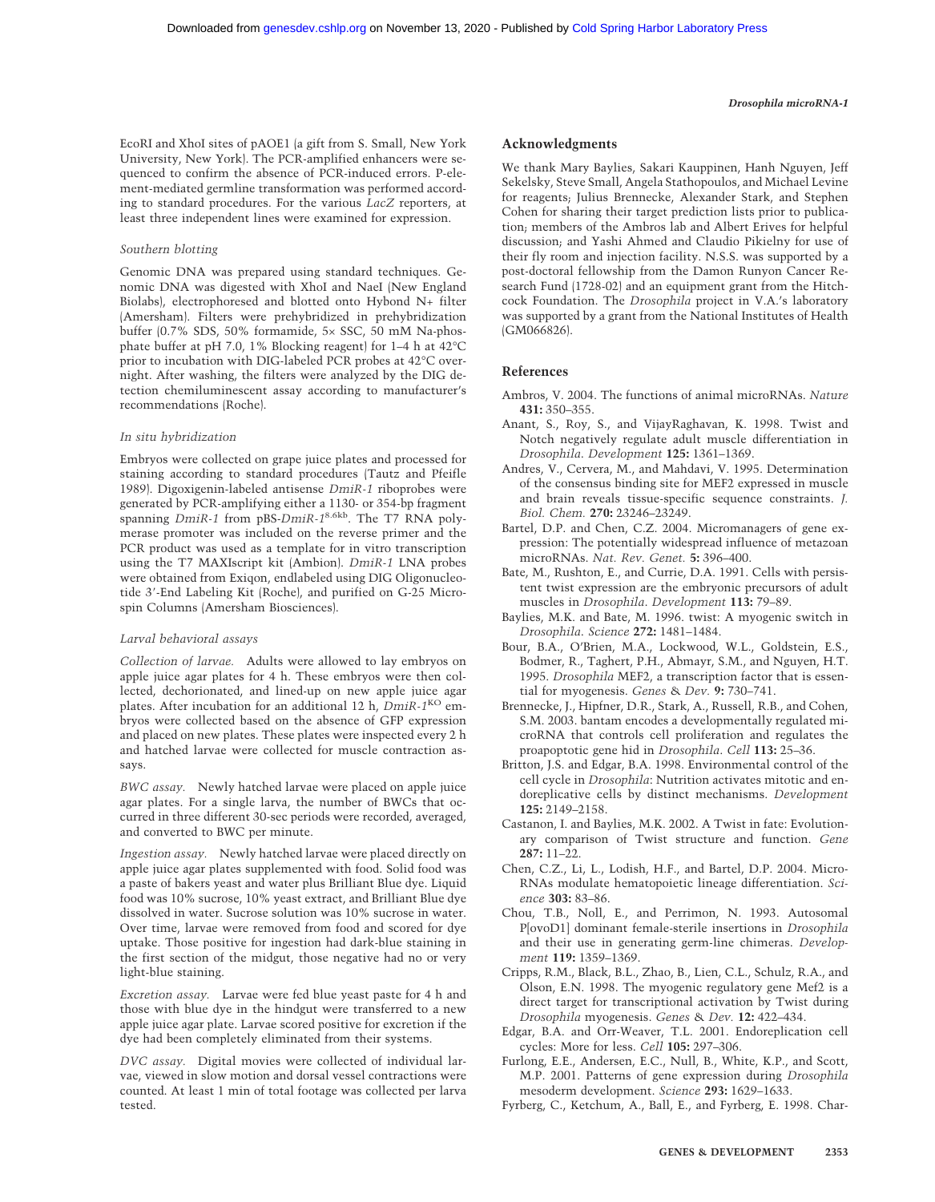EcoRI and XhoI sites of pAOE1 (a gift from S. Small, New York University, New York). The PCR-amplified enhancers were sequenced to confirm the absence of PCR-induced errors. P-element-mediated germline transformation was performed according to standard procedures. For the various *LacZ* reporters, at least three independent lines were examined for expression.

### *Southern blotting*

Genomic DNA was prepared using standard techniques. Genomic DNA was digested with XhoI and NaeI (New England Biolabs), electrophoresed and blotted onto Hybond N+ filter (Amersham). Filters were prehybridized in prehybridization buffer (0.7% SDS, 50% formamide, 5× SSC, 50 mM Na-phosphate buffer at pH 7.0, 1% Blocking reagent) for 1–4 h at 42°C prior to incubation with DIG-labeled PCR probes at 42°C overnight. After washing, the filters were analyzed by the DIG detection chemiluminescent assay according to manufacturer's recommendations (Roche).

### *In situ hybridization*

Embryos were collected on grape juice plates and processed for staining according to standard procedures (Tautz and Pfeifle 1989). Digoxigenin-labeled antisense *DmiR-1* riboprobes were generated by PCR-amplifying either a 1130- or 354-bp fragment spanning *DmiR-1* from pBS-*DmiR-1*$^{8.6kb}$. The T7 RNA polymerase promoter was included on the reverse primer and the PCR product was used as a template for in vitro transcription using the T7 MAXIscript kit (Ambion). *DmiR-1* LNA probes were obtained from Exiqon, endlabeled using DIG Oligonucleotide 3′-End Labeling Kit (Roche), and purified on G-25 Microspin Columns (Amersham Biosciences).

### *Larval behavioral assays*

*Collection of larvae.* Adults were allowed to lay embryos on apple juice agar plates for 4 h. These embryos were then collected, dechorionated, and lined-up on new apple juice agar plates. After incubation for an additional 12 h, *DmiR-1*$^{KO}$ embryos were collected based on the absence of GFP expression and placed on new plates. These plates were inspected every 2 h and hatched larvae were collected for muscle contraction assays.

*BWC assay.* Newly hatched larvae were placed on apple juice agar plates. For a single larva, the number of BWCs that occurred in three different 30-sec periods were recorded, averaged, and converted to BWC per minute.

*Ingestion assay.* Newly hatched larvae were placed directly on apple juice agar plates supplemented with food. Solid food was a paste of bakers yeast and water plus Brilliant Blue dye. Liquid food was 10% sucrose, 10% yeast extract, and Brilliant Blue dye dissolved in water. Sucrose solution was 10% sucrose in water. Over time, larvae were removed from food and scored for dye uptake. Those positive for ingestion had dark-blue staining in the first section of the midgut, those negative had no or very light-blue staining.

*Excretion assay.* Larvae were fed blue yeast paste for 4 h and those with blue dye in the hindgut were transferred to a new apple juice agar plate. Larvae scored positive for excretion if the dye had been completely eliminated from their systems.

*DVC assay.* Digital movies were collected of individual larvae, viewed in slow motion and dorsal vessel contractions were counted. At least 1 min of total footage was collected per larva tested.

## Acknowledgments

We thank Mary Baylies, Sakari Kauppinen, Hanh Nguyen, Jeff Sekelsky, Steve Small, Angela Stathopoulos, and Michael Levine for reagents; Julius Brennecke, Alexander Stark, and Stephen Cohen for sharing their target prediction lists prior to publication; members of the Ambros lab and Albert Erives for helpful discussion; and Yashi Ahmed and Claudio Pikielny for use of their fly room and injection facility. N.S.S. was supported by a post-doctoral fellowship from the Damon Runyon Cancer Research Fund (1728-02) and an equipment grant from the Hitchcock Foundation. The *Drosophila* project in V.A.'s laboratory was supported by a grant from the National Institutes of Health (GM066826).

## References

Ambros, V. 2004. The functions of animal microRNAs. *Nature* **431:** 350–355.

Anant, S., Roy, S., and VijayRaghavan, K. 1998. Twist and Notch negatively regulate adult muscle differentiation in *Drosophila*. *Development* **125:** 1361–1369.

Andres, V., Cervera, M., and Mahdavi, V. 1995. Determination of the consensus binding site for MEF2 expressed in muscle and brain reveals tissue-specific sequence constraints. *J. Biol. Chem.* **270:** 23246–23249.

Bartel, D.P. and Chen, C.Z. 2004. Micromanagers of gene expression: The potentially widespread influence of metazoan microRNAs. *Nat. Rev. Genet.* **5:** 396–400.

Bate, M., Rushton, E., and Currie, D.A. 1991. Cells with persistent twist expression are the embryonic precursors of adult muscles in *Drosophila*. *Development* **113:** 79–89.

Baylies, M.K. and Bate, M. 1996. twist: A myogenic switch in *Drosophila*. *Science* **272:** 1481–1484.

Bour, B.A., O'Brien, M.A., Lockwood, W.L., Goldstein, E.S., Bodmer, R., Taghert, P.H., Abmayr, S.M., and Nguyen, H.T. 1995. *Drosophila* MEF2, a transcription factor that is essential for myogenesis. *Genes & Dev.* **9:** 730–741.

Brennecke, J., Hipfner, D.R., Stark, A., Russell, R.B., and Cohen, S.M. 2003. bantam encodes a developmentally regulated microRNA that controls cell proliferation and regulates the proapoptotic gene hid in *Drosophila*. *Cell* **113:** 25–36.

Britton, J.S. and Edgar, B.A. 1998. Environmental control of the cell cycle in *Drosophila*: Nutrition activates mitotic and endoreplicative cells by distinct mechanisms. *Development* **125:** 2149–2158.

Castanon, I. and Baylies, M.K. 2002. A Twist in fate: Evolutionary comparison of Twist structure and function. *Gene* **287:** 11–22.

Chen, C.Z., Li, L., Lodish, H.F., and Bartel, D.P. 2004. MicroRNAs modulate hematopoietic lineage differentiation. *Science* **303:** 83–86.

Chou, T.B., Noll, E., and Perrimon, N. 1993. Autosomal P[ovoD1] dominant female-sterile insertions in *Drosophila* and their use in generating germ-line chimeras. *Development* **119:** 1359–1369.

Cripps, R.M., Black, B.L., Zhao, B., Lien, C.L., Schulz, R.A., and Olson, E.N. 1998. The myogenic regulatory gene Mef2 is a direct target for transcriptional activation by Twist during *Drosophila* myogenesis. *Genes & Dev.* **12:** 422–434.

Edgar, B.A. and Orr-Weaver, T.L. 2001. Endoreplication cell cycles: More for less. *Cell* **105:** 297–306.

Furlong, E.E., Andersen, E.C., Null, B., White, K.P., and Scott, M.P. 2001. Patterns of gene expression during *Drosophila* mesoderm development. *Science* **293:** 1629–1633.

Fyrberg, C., Ketchum, A., Ball, E., and Fyrberg, E. 1998. Char-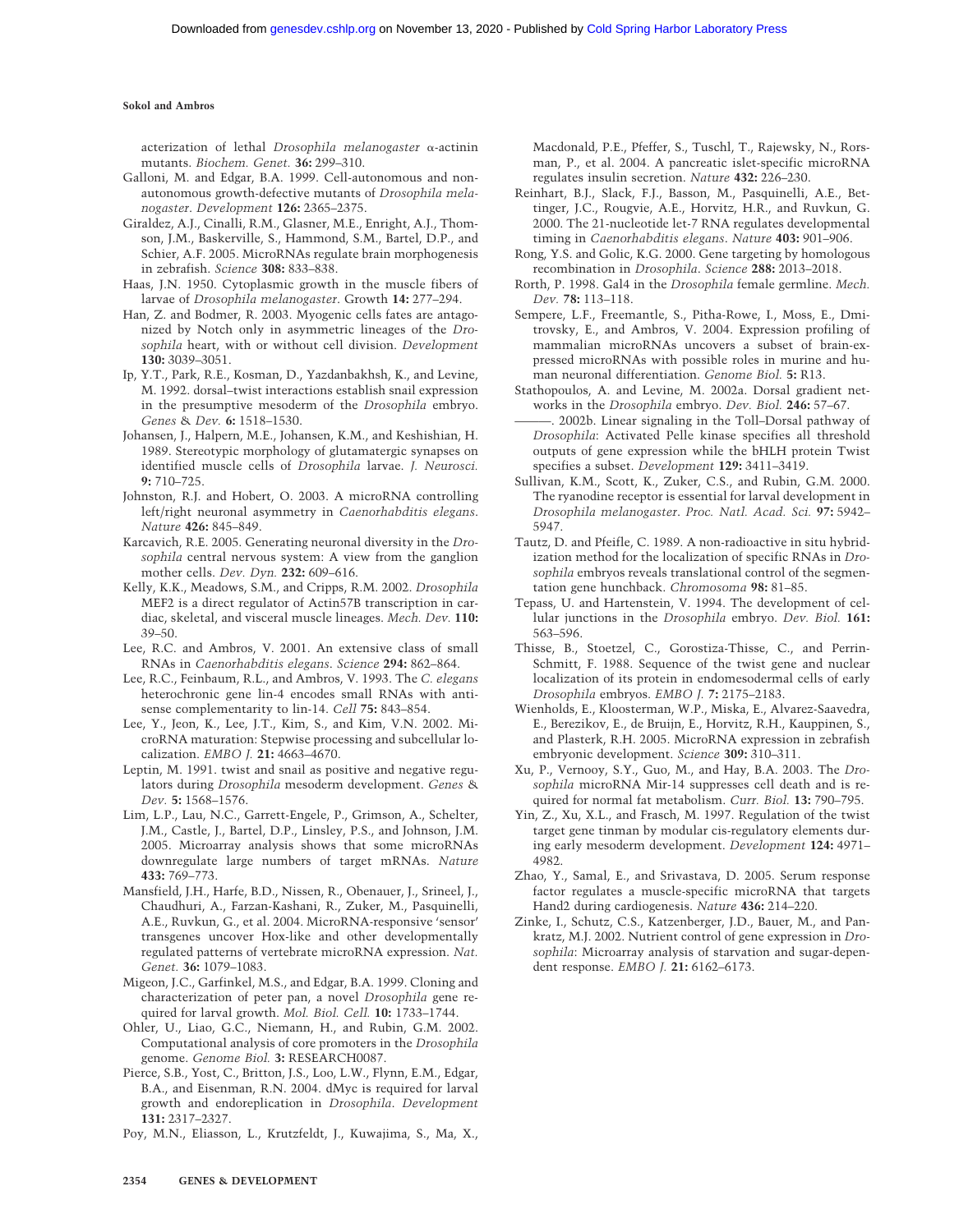acterization of lethal *Drosophila melanogaster* α-actinin mutants. *Biochem. Genet.* **36:** 299–310.

Galloni, M. and Edgar, B.A. 1999. Cell-autonomous and non-autonomous growth-defective mutants of *Drosophila melanogaster*. *Development* **126:** 2365–2375.

Giraldez, A.J., Cinalli, R.M., Glasner, M.E., Enright, A.J., Thomson, J.M., Baskerville, S., Hammond, S.M., Bartel, D.P., and Schier, A.F. 2005. MicroRNAs regulate brain morphogenesis in zebrafish. *Science* **308:** 833–838.

Haas, J.N. 1950. Cytoplasmic growth in the muscle fibers of larvae of *Drosophila melanogaster*. Growth **14:** 277–294.

Han, Z. and Bodmer, R. 2003. Myogenic cells fates are antagonized by Notch only in asymmetric lineages of the *Drosophila* heart, with or without cell division. *Development* **130:** 3039–3051.

Ip, Y.T., Park, R.E., Kosman, D., Yazdanbakhsh, K., and Levine, M. 1992. dorsal–twist interactions establish snail expression in the presumptive mesoderm of the *Drosophila* embryo. *Genes & Dev.* **6:** 1518–1530.

Johansen, J., Halpern, M.E., Johansen, K.M., and Keshishian, H. 1989. Stereotypic morphology of glutamatergic synapses on identified muscle cells of *Drosophila* larvae. *J. Neurosci.* **9:** 710–725.

Johnston, R.J. and Hobert, O. 2003. A microRNA controlling left/right neuronal asymmetry in *Caenorhabditis elegans*. *Nature* **426:** 845–849.

Karcavich, R.E. 2005. Generating neuronal diversity in the *Drosophila* central nervous system: A view from the ganglion mother cells. *Dev. Dyn.* **232:** 609–616.

Kelly, K.K., Meadows, S.M., and Cripps, R.M. 2002. *Drosophila* MEF2 is a direct regulator of Actin57B transcription in cardiac, skeletal, and visceral muscle lineages. *Mech. Dev.* **110:** 39–50.

Lee, R.C. and Ambros, V. 2001. An extensive class of small RNAs in *Caenorhabditis elegans*. *Science* **294:** 862–864.

Lee, R.C., Feinbaum, R.L., and Ambros, V. 1993. The *C. elegans* heterochronic gene lin-4 encodes small RNAs with antisense complementarity to lin-14. *Cell* **75:** 843–854.

Lee, Y., Jeon, K., Lee, J.T., Kim, S., and Kim, V.N. 2002. MicroRNA maturation: Stepwise processing and subcellular localization. *EMBO J.* **21:** 4663–4670.

Leptin, M. 1991. twist and snail as positive and negative regulators during *Drosophila* mesoderm development. *Genes & Dev.* **5:** 1568–1576.

Lim, L.P., Lau, N.C., Garrett-Engele, P., Grimson, A., Schelter, J.M., Castle, J., Bartel, D.P., Linsley, P.S., and Johnson, J.M. 2005. Microarray analysis shows that some microRNAs downregulate large numbers of target mRNAs. *Nature* **433:** 769–773.

Mansfield, J.H., Harfe, B.D., Nissen, R., Obenauer, J., Srineel, J., Chaudhuri, A., Farzan-Kashani, R., Zuker, M., Pasquinelli, A.E., Ruvkun, G., et al. 2004. MicroRNA-responsive 'sensor' transgenes uncover Hox-like and other developmentally regulated patterns of vertebrate microRNA expression. *Nat. Genet.* **36:** 1079–1083.

Migeon, J.C., Garfinkel, M.S., and Edgar, B.A. 1999. Cloning and characterization of peter pan, a novel *Drosophila* gene required for larval growth. *Mol. Biol. Cell.* **10:** 1733–1744.

Ohler, U., Liao, G.C., Niemann, H., and Rubin, G.M. 2002. Computational analysis of core promoters in the *Drosophila* genome. *Genome Biol.* **3:** RESEARCH0087.

Pierce, S.B., Yost, C., Britton, J.S., Loo, L.W., Flynn, E.M., Edgar, B.A., and Eisenman, R.N. 2004. dMyc is required for larval growth and endoreplication in *Drosophila*. *Development* **131:** 2317–2327.

Poy, M.N., Eliasson, L., Krutzfeldt, J., Kuwajima, S., Ma, X., Macdonald, P.E., Pfeffer, S., Tuschl, T., Rajewsky, N., Rorsman, P., et al. 2004. A pancreatic islet-specific microRNA regulates insulin secretion. *Nature* **432:** 226–230.

Reinhart, B.J., Slack, F.J., Basson, M., Pasquinelli, A.E., Bettinger, J.C., Rougvie, A.E., Horvitz, H.R., and Ruvkun, G. 2000. The 21-nucleotide let-7 RNA regulates developmental timing in *Caenorhabditis elegans*. *Nature* **403:** 901–906.

Rong, Y.S. and Golic, K.G. 2000. Gene targeting by homologous recombination in *Drosophila*. *Science* **288:** 2013–2018.

Rorth, P. 1998. Gal4 in the *Drosophila* female germline. *Mech. Dev.* **78:** 113–118.

Sempere, L.F., Freemantle, S., Pitha-Rowe, I., Moss, E., Dmitrovsky, E., and Ambros, V. 2004. Expression profiling of mammalian microRNAs uncovers a subset of brain-expressed microRNAs with possible roles in murine and human neuronal differentiation. *Genome Biol.* **5:** R13.

Stathopoulos, A. and Levine, M. 2002a. Dorsal gradient networks in the *Drosophila* embryo. *Dev. Biol.* **246:** 57–67.

———. 2002b. Linear signaling in the Toll–Dorsal pathway of *Drosophila*: Activated Pelle kinase specifies all threshold outputs of gene expression while the bHLH protein Twist specifies a subset. *Development* **129:** 3411–3419.

Sullivan, K.M., Scott, K., Zuker, C.S., and Rubin, G.M. 2000. The ryanodine receptor is essential for larval development in *Drosophila melanogaster*. *Proc. Natl. Acad. Sci.* **97:** 5942–5947.

Tautz, D. and Pfeifle, C. 1989. A non-radioactive in situ hybridization method for the localization of specific RNAs in *Drosophila* embryos reveals translational control of the segmentation gene hunchback. *Chromosoma* **98:** 81–85.

Tepass, U. and Hartenstein, V. 1994. The development of cellular junctions in the *Drosophila* embryo. *Dev. Biol.* **161:** 563–596.

Thisse, B., Stoetzel, C., Gorostiza-Thisse, C., and Perrin-Schmitt, F. 1988. Sequence of the twist gene and nuclear localization of its protein in endomesodermal cells of early *Drosophila* embryos. *EMBO J.* **7:** 2175–2183.

Wienholds, E., Kloosterman, W.P., Miska, E., Alvarez-Saavedra, E., Berezikov, E., de Bruijn, E., Horvitz, R.H., Kauppinen, S., and Plasterk, R.H. 2005. MicroRNA expression in zebrafish embryonic development. *Science* **309:** 310–311.

Xu, P., Vernooy, S.Y., Guo, M., and Hay, B.A. 2003. The *Drosophila* microRNA Mir-14 suppresses cell death and is required for normal fat metabolism. *Curr. Biol.* **13:** 790–795.

Yin, Z., Xu, X.L., and Frasch, M. 1997. Regulation of the twist target gene tinman by modular cis-regulatory elements during early mesoderm development. *Development* **124:** 4971–4982.

Zhao, Y., Samal, E., and Srivastava, D. 2005. Serum response factor regulates a muscle-specific microRNA that targets Hand2 during cardiogenesis. *Nature* **436:** 214–220.

Zinke, I., Schutz, C.S., Katzenberger, J.D., Bauer, M., and Pankratz, M.J. 2002. Nutrient control of gene expression in *Drosophila*: Microarray analysis of starvation and sugar-dependent response. *EMBO J.* **21:** 6162–6173.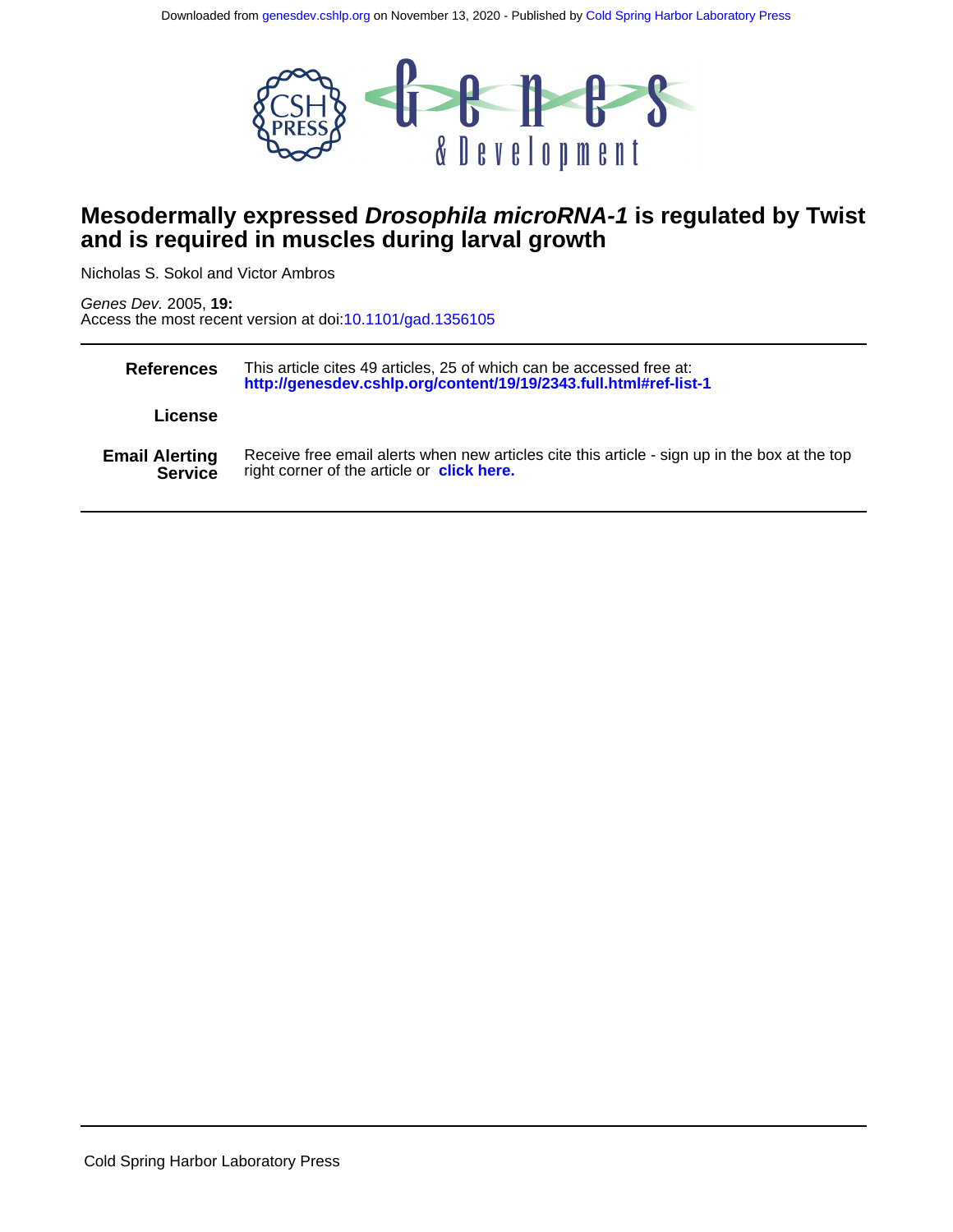Downloaded from genesdev.cshlp.org on November 13, 2020 - Published by Cold Spring Harbor Laboratory Press

# Mesodermally expressed *Drosophila microRNA-1* is regulated by Twist and is required in muscles during larval growth

Nicholas S. Sokol and Victor Ambros

*Genes Dev.* 2005, **19:**
Access the most recent version at doi:10.1101/gad.1356105

| | |
|---|---|
| **References** | This article cites 49 articles, 25 of which can be accessed free at: **http://genesdev.cshlp.org/content/19/19/2343.full.html#ref-list-1** |
| **License** | |
| **Email Alerting Service** | Receive free email alerts when new articles cite this article - sign up in the box at the top right corner of the article or **click here.** |

Cold Spring Harbor Laboratory Press